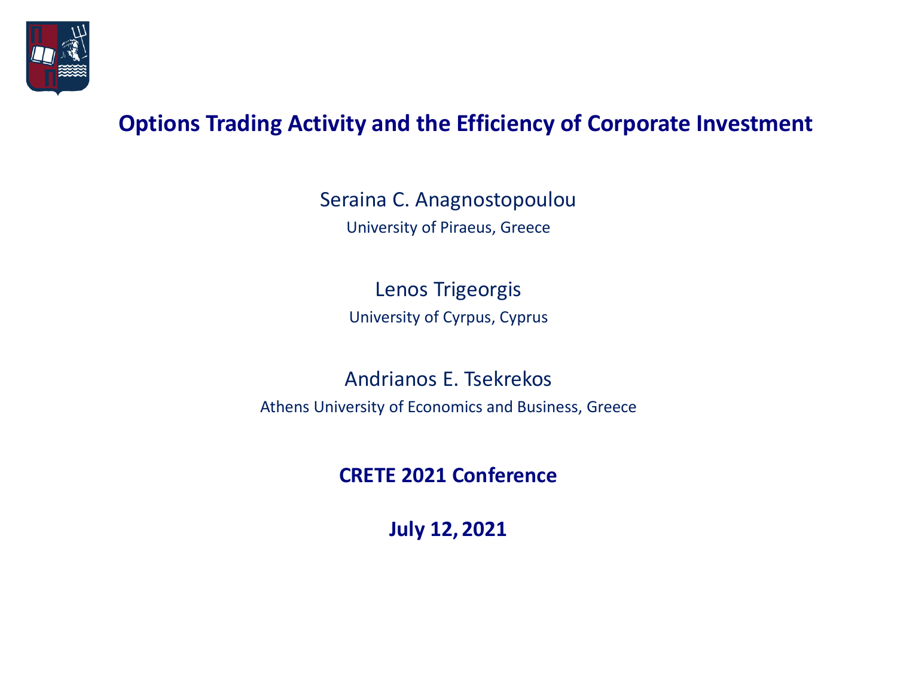# Options Trading Activity and the Efficiency of Corporate Investment

Seraina C. Anagnostopoulou

University of Piraeus, Greece

Lenos Trigeorgis

University of Cyprus, Cyprus

Andrianos E. Tsekrekos

Athens University of Economics and Business, Greece

**CRETE 2021 Conference**

**July 12, 2021**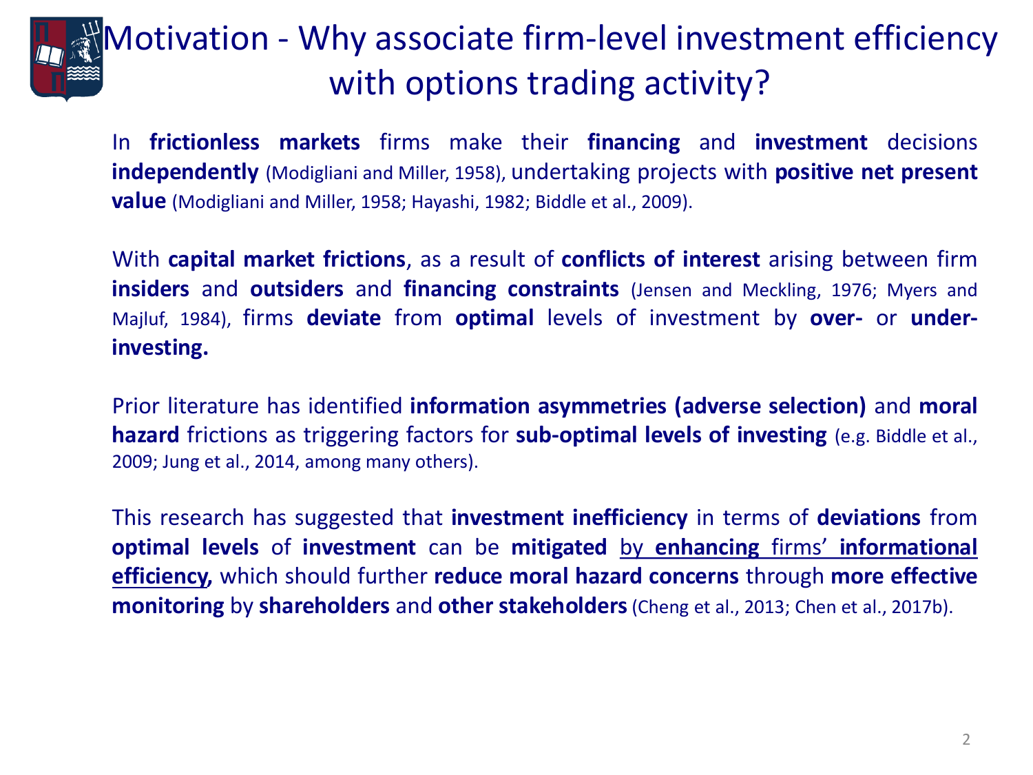# Motivation - Why associate firm-level investment efficiency with options trading activity?

In **frictionless markets** firms make their **financing** and **investment** decisions **independently** (Modigliani and Miller, 1958), undertaking projects with **positive net present value** (Modigliani and Miller, 1958; Hayashi, 1982; Biddle et al., 2009).

With **capital market frictions**, as a result of **conflicts of interest** arising between firm **insiders** and **outsiders** and **financing constraints** (Jensen and Meckling, 1976; Myers and Majluf, 1984), firms **deviate** from **optimal** levels of investment by **over-** or **under-investing.**

Prior literature has identified **information asymmetries (adverse selection)** and **moral hazard** frictions as triggering factors for **sub-optimal levels of investing** (e.g. Biddle et al., 2009; Jung et al., 2014, among many others).

This research has suggested that **investment inefficiency** in terms of **deviations** from **optimal levels** of **investment** can be **mitigated** <u>by **enhancing** firms' **informational efficiency,**</u> which should further **reduce moral hazard concerns** through **more effective monitoring** by **shareholders** and **other stakeholders** (Cheng et al., 2013; Chen et al., 2017b).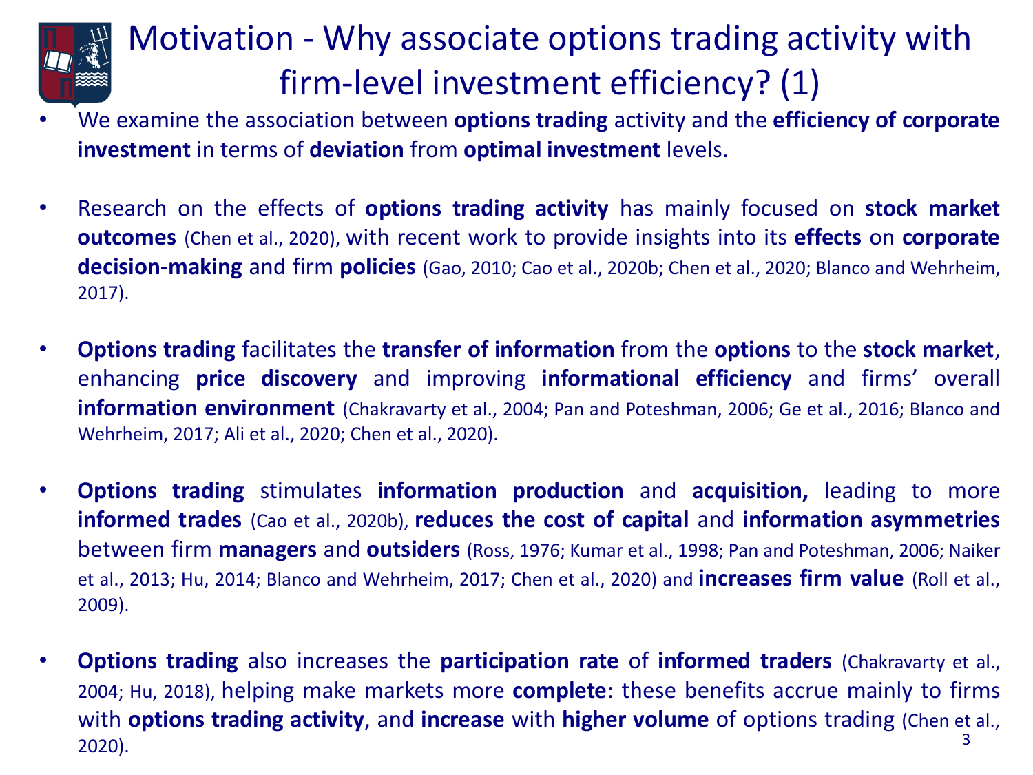# Motivation - Why associate options trading activity with firm-level investment efficiency? (1)

- We examine the association between **options trading** activity and the **efficiency of corporate investment** in terms of **deviation** from **optimal investment** levels.

- Research on the effects of **options trading activity** has mainly focused on **stock market outcomes** (Chen et al., 2020), with recent work to provide insights into its **effects** on **corporate decision-making** and firm **policies** (Gao, 2010; Cao et al., 2020b; Chen et al., 2020; Blanco and Wehrheim, 2017).

- **Options trading** facilitates the **transfer of information** from the **options** to the **stock market**, enhancing **price discovery** and improving **informational efficiency** and firms' overall **information environment** (Chakravarty et al., 2004; Pan and Poteshman, 2006; Ge et al., 2016; Blanco and Wehrheim, 2017; Ali et al., 2020; Chen et al., 2020).

- **Options trading** stimulates **information production** and **acquisition,** leading to more **informed trades** (Cao et al., 2020b), **reduces the cost of capital** and **information asymmetries** between firm **managers** and **outsiders** (Ross, 1976; Kumar et al., 1998; Pan and Poteshman, 2006; Naiker et al., 2013; Hu, 2014; Blanco and Wehrheim, 2017; Chen et al., 2020) and **increases firm value** (Roll et al., 2009).

- **Options trading** also increases the **participation rate** of **informed traders** (Chakravarty et al., 2004; Hu, 2018), helping make markets more **complete**: these benefits accrue mainly to firms with **options trading activity**, and **increase** with **higher volume** of options trading (Chen et al., 2020).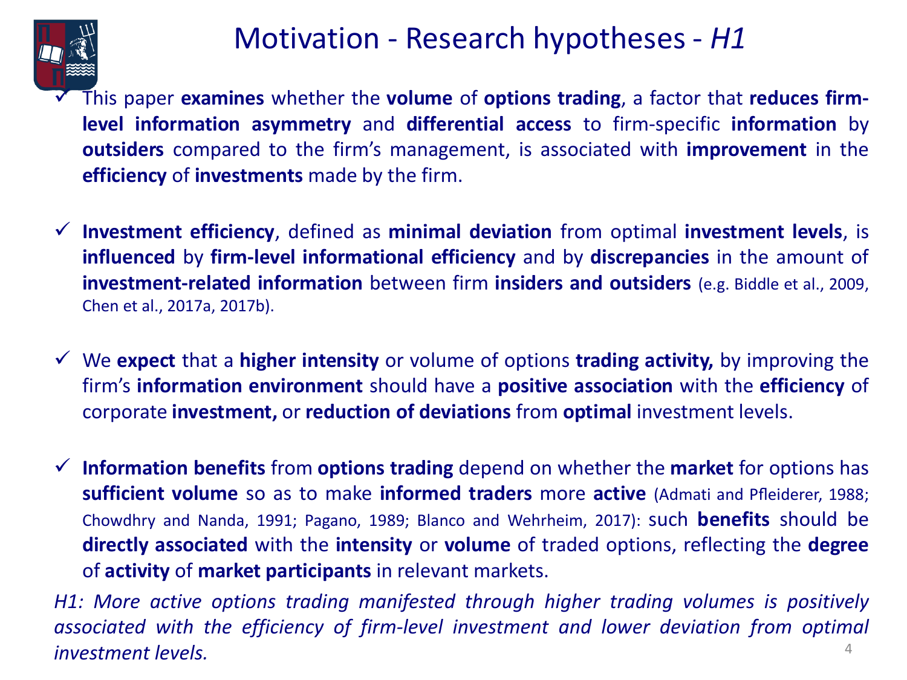# Motivation - Research hypotheses - *H1*

- ✓ This paper **examines** whether the **volume** of **options trading**, a factor that **reduces firm-level information asymmetry** and **differential access** to firm-specific **information** by **outsiders** compared to the firm's management, is associated with **improvement** in the **efficiency** of **investments** made by the firm.

- ✓ **Investment efficiency**, defined as **minimal deviation** from optimal **investment levels**, is **influenced** by **firm-level informational efficiency** and by **discrepancies** in the amount of **investment-related information** between firm **insiders and outsiders** (e.g. Biddle et al., 2009, Chen et al., 2017a, 2017b).

- ✓ We **expect** that a **higher intensity** or volume of options **trading activity,** by improving the firm's **information environment** should have a **positive association** with the **efficiency** of corporate **investment,** or **reduction of deviations** from **optimal** investment levels.

- ✓ **Information benefits** from **options trading** depend on whether the **market** for options has **sufficient volume** so as to make **informed traders** more **active** (Admati and Pfleiderer, 1988; Chowdhry and Nanda, 1991; Pagano, 1989; Blanco and Wehrheim, 2017): such **benefits** should be **directly associated** with the **intensity** or **volume** of traded options, reflecting the **degree** of **activity** of **market participants** in relevant markets.

*H1: More active options trading manifested through higher trading volumes is positively associated with the efficiency of firm-level investment and lower deviation from optimal investment levels.*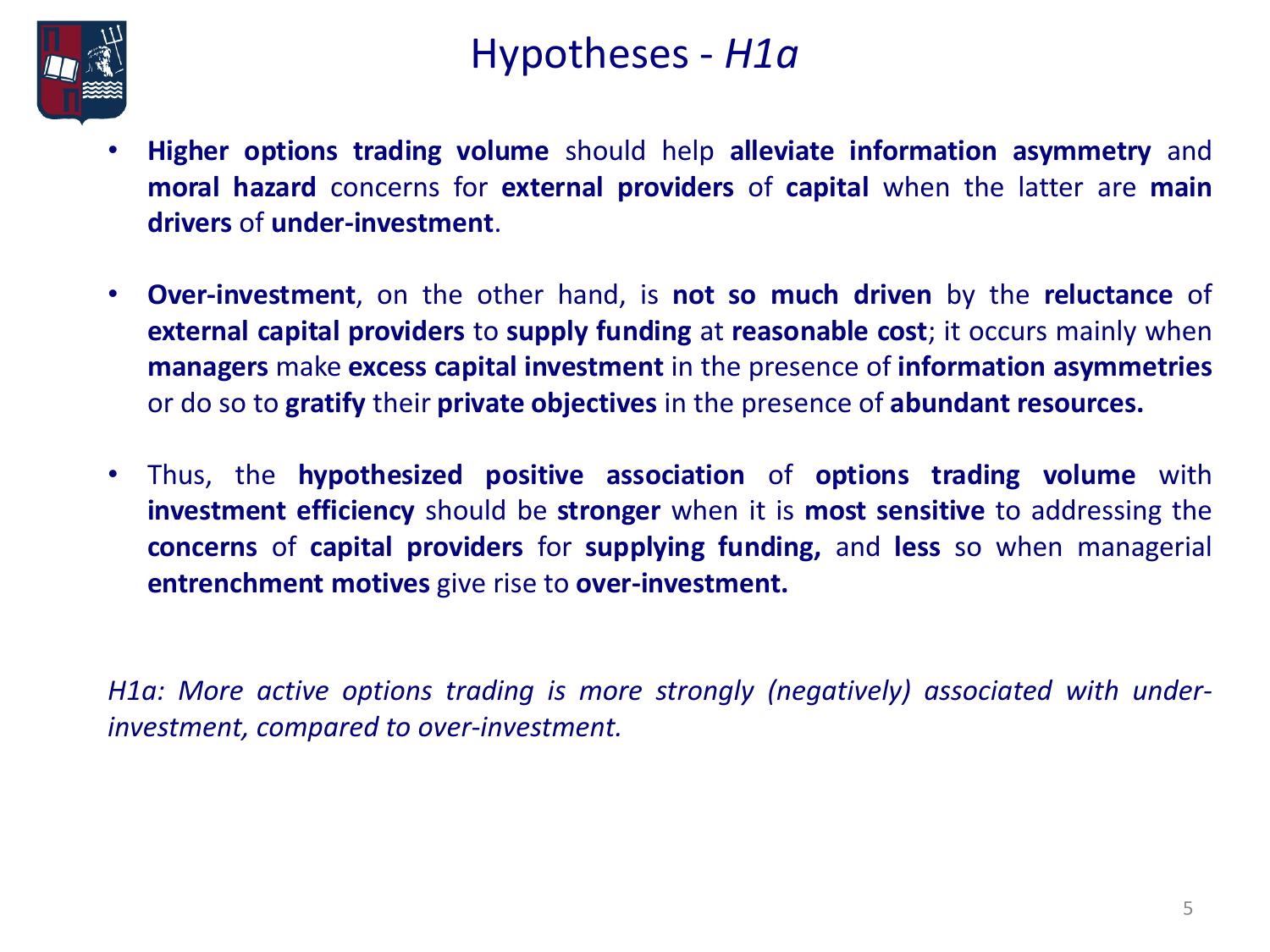# Hypotheses - *H1a*

- **Higher options trading volume** should help **alleviate information asymmetry** and **moral hazard** concerns for **external providers** of **capital** when the latter are **main drivers** of **under-investment**.

- **Over-investment**, on the other hand, is **not so much driven** by the **reluctance** of **external capital providers** to **supply funding** at **reasonable cost**; it occurs mainly when **managers** make **excess capital investment** in the presence of **information asymmetries** or do so to **gratify** their **private objectives** in the presence of **abundant resources.**

- Thus, the **hypothesized positive association** of **options trading volume** with **investment efficiency** should be **stronger** when it is **most sensitive** to addressing the **concerns** of **capital providers** for **supplying funding,** and **less** so when managerial **entrenchment motives** give rise to **over-investment.**

*H1a: More active options trading is more strongly (negatively) associated with under-investment, compared to over-investment.*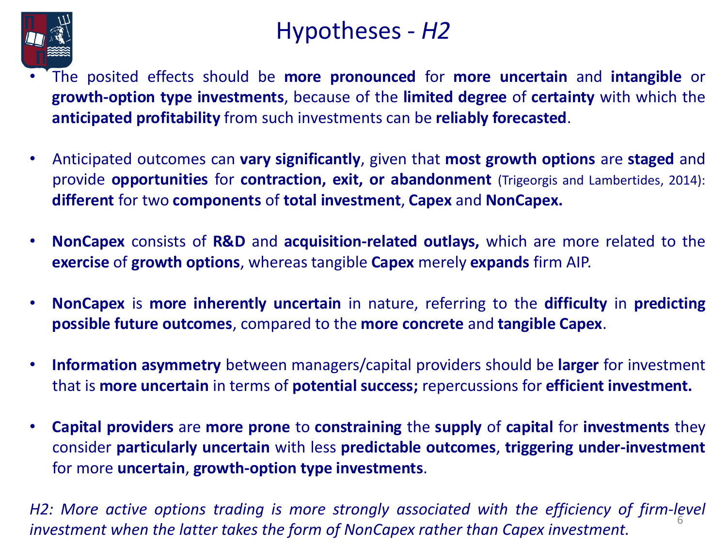# Hypotheses - *H2*

- The posited effects should be **more pronounced** for **more uncertain** and **intangible** or **growth-option type investments**, because of the **limited degree** of **certainty** with which the **anticipated profitability** from such investments can be **reliably forecasted**.

- Anticipated outcomes can **vary significantly**, given that **most growth options** are **staged** and provide **opportunities** for **contraction, exit, or abandonment** (Trigeorgis and Lambertides, 2014): **different** for two **components** of **total investment**, **Capex** and **NonCapex.**

- **NonCapex** consists of **R&D** and **acquisition-related outlays,** which are more related to the **exercise** of **growth options**, whereas tangible **Capex** merely **expands** firm AIP.

- **NonCapex** is **more inherently uncertain** in nature, referring to the **difficulty** in **predicting possible future outcomes**, compared to the **more concrete** and **tangible Capex**.

- **Information asymmetry** between managers/capital providers should be **larger** for investment that is **more uncertain** in terms of **potential success;** repercussions for **efficient investment.**

- **Capital providers** are **more prone** to **constraining** the **supply** of **capital** for **investments** they consider **particularly uncertain** with less **predictable outcomes**, **triggering under-investment** for more **uncertain**, **growth-option type investments**.

*H2: More active options trading is more strongly associated with the efficiency of firm-level investment when the latter takes the form of NonCapex rather than Capex investment.*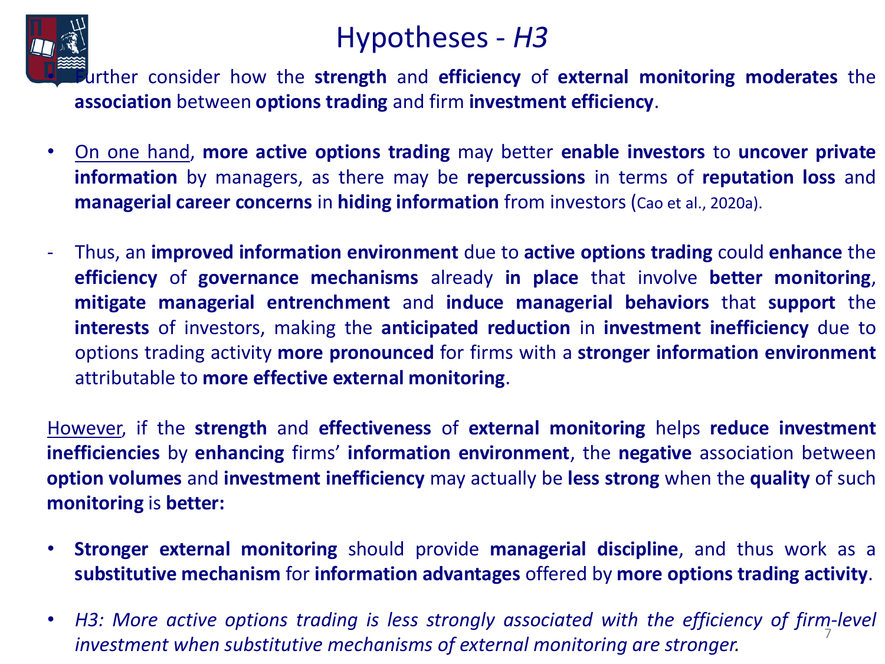# Hypotheses - *H3*

- Further consider how the **strength** and **efficiency** of **external monitoring moderates** the **association** between **options trading** and firm **investment efficiency**.

- <u>On one hand</u>, **more active options trading** may better **enable investors** to **uncover private information** by managers, as there may be **repercussions** in terms of **reputation loss** and **managerial career concerns** in **hiding information** from investors (Cao et al., 2020a).

- Thus, an **improved information environment** due to **active options trading** could **enhance** the **efficiency** of **governance mechanisms** already **in place** that involve **better monitoring**, **mitigate managerial entrenchment** and **induce managerial behaviors** that **support** the **interests** of investors, making the **anticipated reduction** in **investment inefficiency** due to options trading activity **more pronounced** for firms with a **stronger information environment** attributable to **more effective external monitoring**.

<u>However</u>, if the **strength** and **effectiveness** of **external monitoring** helps **reduce investment inefficiencies** by **enhancing** firms' **information environment**, the **negative** association between **option volumes** and **investment inefficiency** may actually be **less strong** when the **quality** of such **monitoring** is **better:**

- **Stronger external monitoring** should provide **managerial discipline**, and thus work as a **substitutive mechanism** for **information advantages** offered by **more options trading activity**.

- *H3: More active options trading is less strongly associated with the efficiency of firm-level investment when substitutive mechanisms of external monitoring are stronger.*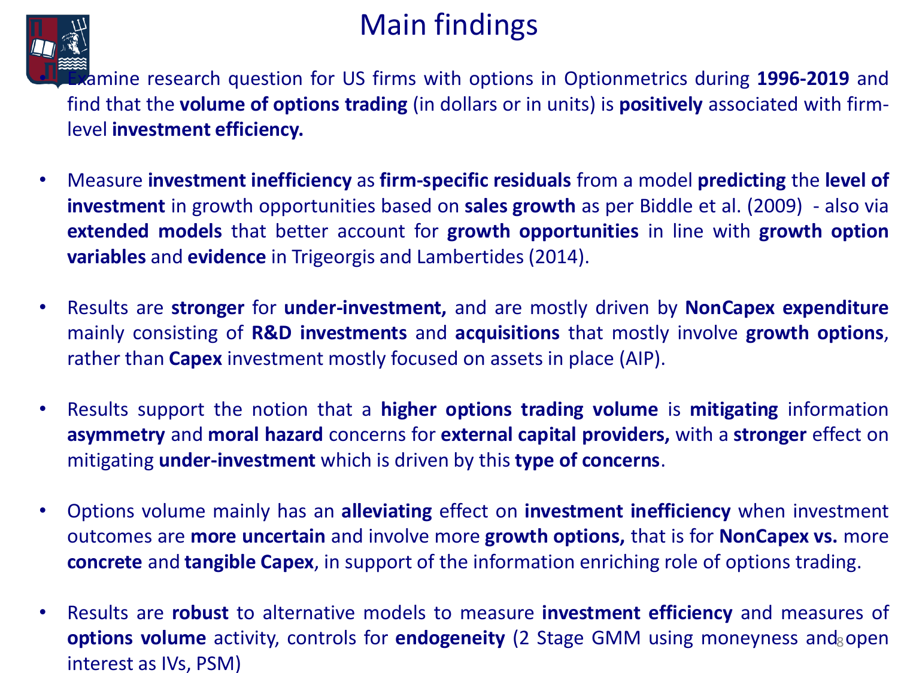# Main findings

- Examine research question for US firms with options in Optionmetrics during **1996-2019** and find that the **volume of options trading** (in dollars or in units) is **positively** associated with firm-level **investment efficiency.**

- Measure **investment inefficiency** as **firm-specific residuals** from a model **predicting** the **level of investment** in growth opportunities based on **sales growth** as per Biddle et al. (2009) - also via **extended models** that better account for **growth opportunities** in line with **growth option variables** and **evidence** in Trigeorgis and Lambertides (2014).

- Results are **stronger** for **under-investment,** and are mostly driven by **NonCapex expenditure** mainly consisting of **R&D investments** and **acquisitions** that mostly involve **growth options**, rather than **Capex** investment mostly focused on assets in place (AIP).

- Results support the notion that a **higher options trading volume** is **mitigating** information **asymmetry** and **moral hazard** concerns for **external capital providers,** with a **stronger** effect on mitigating **under-investment** which is driven by this **type of concerns**.

- Options volume mainly has an **alleviating** effect on **investment inefficiency** when investment outcomes are **more uncertain** and involve more **growth options,** that is for **NonCapex vs.** more **concrete** and **tangible Capex**, in support of the information enriching role of options trading.

- Results are **robust** to alternative models to measure **investment efficiency** and measures of **options volume** activity, controls for **endogeneity** (2 Stage GMM using moneyness and open interest as IVs, PSM)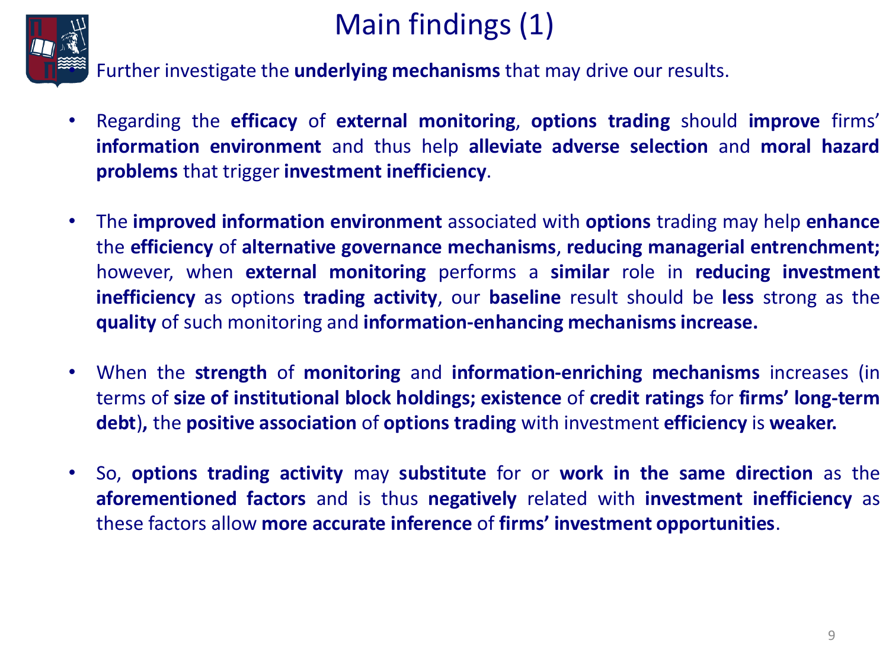# Main findings (1)

- Further investigate the **underlying mechanisms** that may drive our results.

- Regarding the **efficacy** of **external monitoring**, **options trading** should **improve** firms' **information environment** and thus help **alleviate adverse selection** and **moral hazard problems** that trigger **investment inefficiency**.

- The **improved information environment** associated with **options** trading may help **enhance** the **efficiency** of **alternative governance mechanisms**, **reducing managerial entrenchment;** however, when **external monitoring** performs a **similar** role in **reducing investment inefficiency** as options **trading activity**, our **baseline** result should be **less** strong as the **quality** of such monitoring and **information-enhancing mechanisms increase.**

- When the **strength** of **monitoring** and **information-enriching mechanisms** increases (in terms of **size of institutional block holdings; existence** of **credit ratings** for **firms' long-term debt**)**,** the **positive association** of **options trading** with investment **efficiency** is **weaker.**

- So, **options trading activity** may **substitute** for or **work in the same direction** as the **aforementioned factors** and is thus **negatively** related with **investment inefficiency** as these factors allow **more accurate inference** of **firms' investment opportunities**.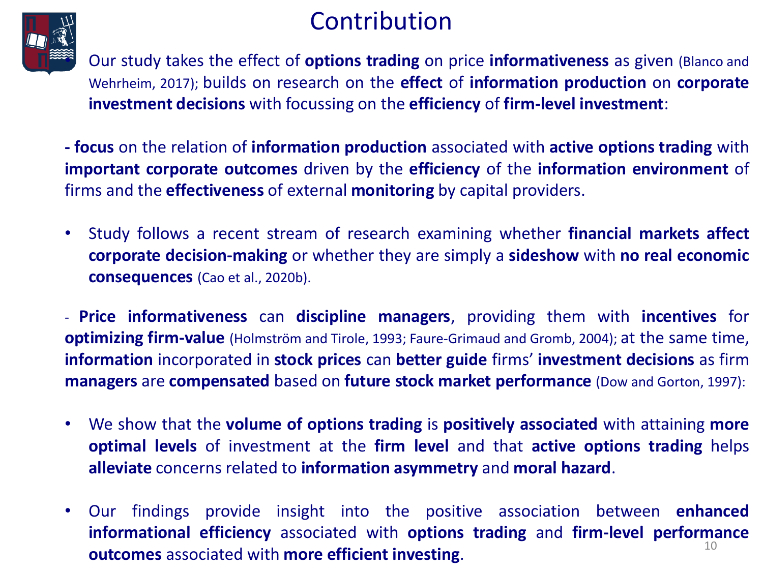# Contribution

- Our study takes the effect of **options trading** on price **informativeness** as given (Blanco and Wehrheim, 2017); builds on research on the **effect** of **information production** on **corporate investment decisions** with focussing on the **efficiency** of **firm-level investment**:

**- focus** on the relation of **information production** associated with **active options trading** with **important corporate outcomes** driven by the **efficiency** of the **information environment** of firms and the **effectiveness** of external **monitoring** by capital providers.

- Study follows a recent stream of research examining whether **financial markets affect corporate decision-making** or whether they are simply a **sideshow** with **no real economic consequences** (Cao et al., 2020b).

- **Price informativeness** can **discipline managers**, providing them with **incentives** for **optimizing firm-value** (Holmström and Tirole, 1993; Faure-Grimaud and Gromb, 2004); at the same time, **information** incorporated in **stock prices** can **better guide** firms' **investment decisions** as firm **managers** are **compensated** based on **future stock market performance** (Dow and Gorton, 1997):

- We show that the **volume of options trading** is **positively associated** with attaining **more optimal levels** of investment at the **firm level** and that **active options trading** helps **alleviate** concerns related to **information asymmetry** and **moral hazard**.

- Our findings provide insight into the positive association between **enhanced informational efficiency** associated with **options trading** and **firm-level performance outcomes** associated with **more efficient investing**.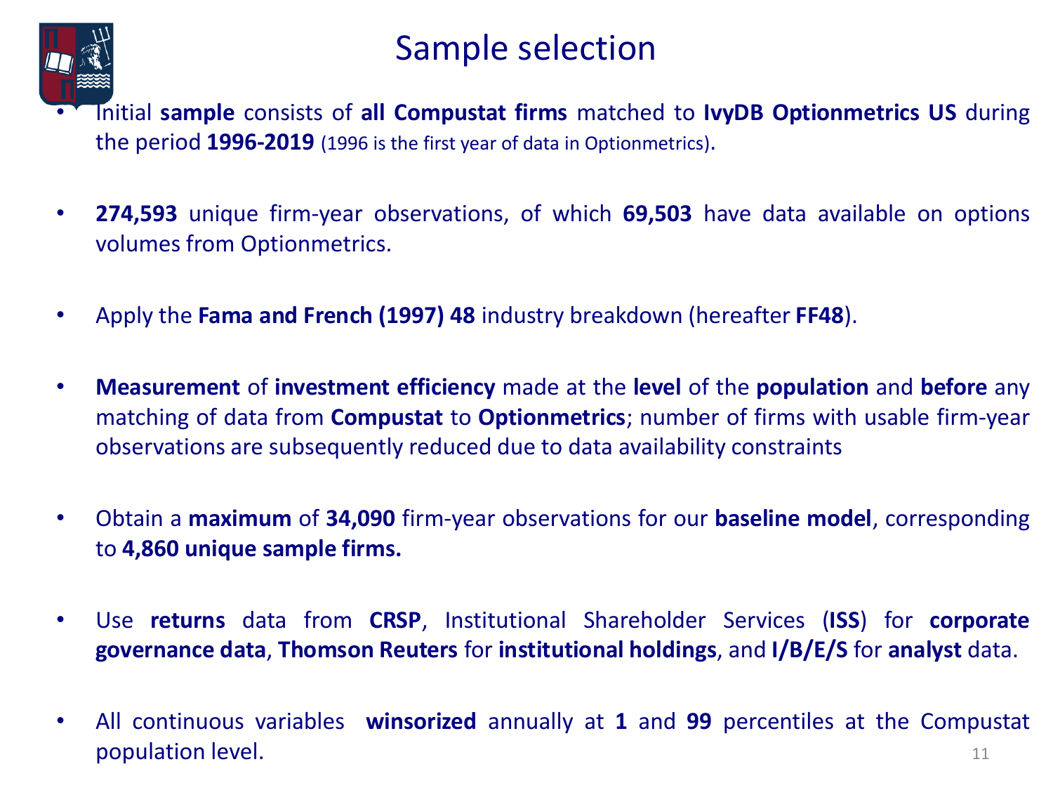# Sample selection

- Initial **sample** consists of **all Compustat firms** matched to **IvyDB Optionmetrics US** during the period **1996-2019** (1996 is the first year of data in Optionmetrics).

- **274,593** unique firm-year observations, of which **69,503** have data available on options volumes from Optionmetrics.

- Apply the **Fama and French (1997) 48** industry breakdown (hereafter **FF48**).

- **Measurement** of **investment efficiency** made at the **level** of the **population** and **before** any matching of data from **Compustat** to **Optionmetrics**; number of firms with usable firm-year observations are subsequently reduced due to data availability constraints

- Obtain a **maximum** of **34,090** firm-year observations for our **baseline model**, corresponding to **4,860 unique sample firms.**

- Use **returns** data from **CRSP**, Institutional Shareholder Services (**ISS**) for **corporate governance data**, **Thomson Reuters** for **institutional holdings**, and **I/B/E/S** for **analyst** data.

- All continuous variables **winsorized** annually at **1** and **99** percentiles at the Compustat population level.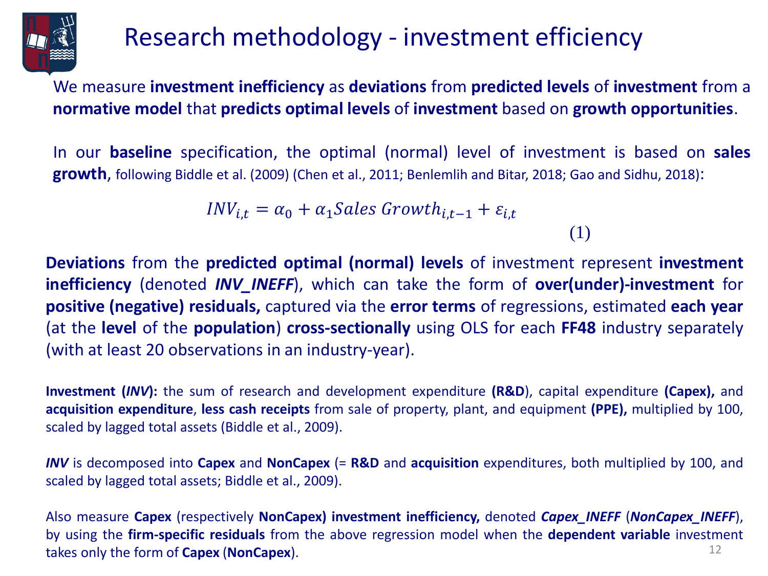# Research methodology - investment efficiency

We measure **investment inefficiency** as **deviations** from **predicted levels** of **investment** from a **normative model** that **predicts optimal levels** of **investment** based on **growth opportunities**.

In our **baseline** specification, the optimal (normal) level of investment is based on **sales growth**, following Biddle et al. (2009) (Chen et al., 2011; Benlemlih and Bitar, 2018; Gao and Sidhu, 2018):

$$INV_{i,t} = \alpha_0 + \alpha_1 Sales\ Growth_{i,t-1} + \varepsilon_{i,t} \tag{1}$$

**Deviations** from the **predicted optimal (normal) levels** of investment represent **investment inefficiency** (denoted ***INV_INEFF***), which can take the form of **over(under)-investment** for **positive (negative) residuals,** captured via the **error terms** of regressions, estimated **each year** (at the **level** of the **population**) **cross-sectionally** using OLS for each **FF48** industry separately (with at least 20 observations in an industry-year).

**Investment (*INV*):** the sum of research and development expenditure **(R&D**), capital expenditure **(Capex),** and **acquisition expenditure**, **less cash receipts** from sale of property, plant, and equipment **(PPE),** multiplied by 100, scaled by lagged total assets (Biddle et al., 2009).

***INV*** is decomposed into **Capex** and **NonCapex** (= **R&D** and **acquisition** expenditures, both multiplied by 100, and scaled by lagged total assets; Biddle et al., 2009).

Also measure **Capex** (respectively **NonCapex) investment inefficiency,** denoted ***Capex_INEFF*** (***NonCapex_INEFF***), by using the **firm-specific residuals** from the above regression model when the **dependent variable** investment takes only the form of **Capex** (**NonCapex**).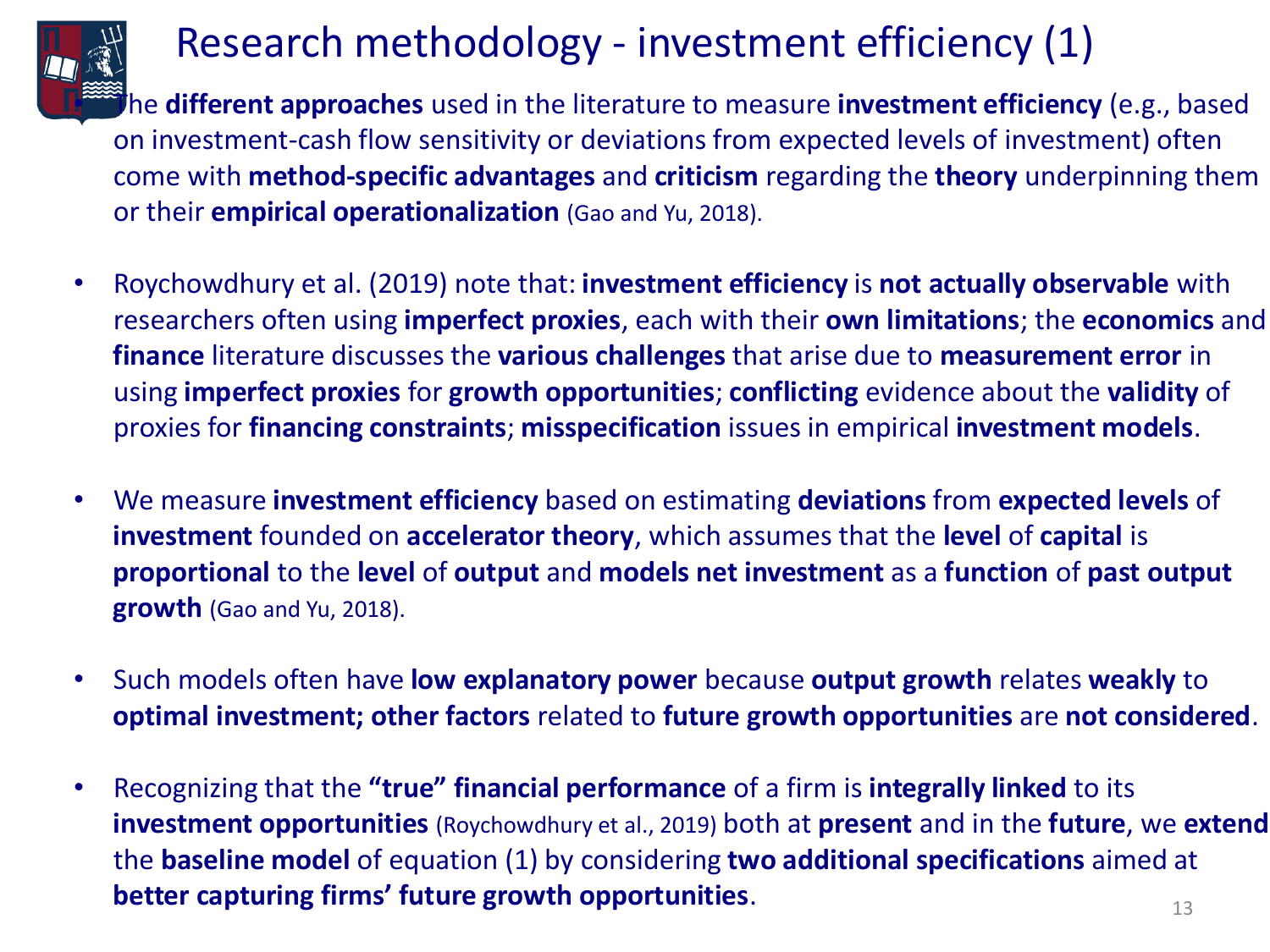# Research methodology - investment efficiency (1)

- The **different approaches** used in the literature to measure **investment efficiency** (e.g., based on investment-cash flow sensitivity or deviations from expected levels of investment) often come with **method-specific advantages** and **criticism** regarding the **theory** underpinning them or their **empirical operationalization** (Gao and Yu, 2018).

- Roychowdhury et al. (2019) note that: **investment efficiency** is **not actually observable** with researchers often using **imperfect proxies**, each with their **own limitations**; the **economics** and **finance** literature discusses the **various challenges** that arise due to **measurement error** in using **imperfect proxies** for **growth opportunities**; **conflicting** evidence about the **validity** of proxies for **financing constraints**; **misspecification** issues in empirical **investment models**.

- We measure **investment efficiency** based on estimating **deviations** from **expected levels** of **investment** founded on **accelerator theory**, which assumes that the **level** of **capital** is **proportional** to the **level** of **output** and **models net investment** as a **function** of **past output growth** (Gao and Yu, 2018).

- Such models often have **low explanatory power** because **output growth** relates **weakly** to **optimal investment; other factors** related to **future growth opportunities** are **not considered**.

- Recognizing that the **"true" financial performance** of a firm is **integrally linked** to its **investment opportunities** (Roychowdhury et al., 2019) both at **present** and in the **future**, we **extend** the **baseline model** of equation (1) by considering **two additional specifications** aimed at **better capturing firms' future growth opportunities**.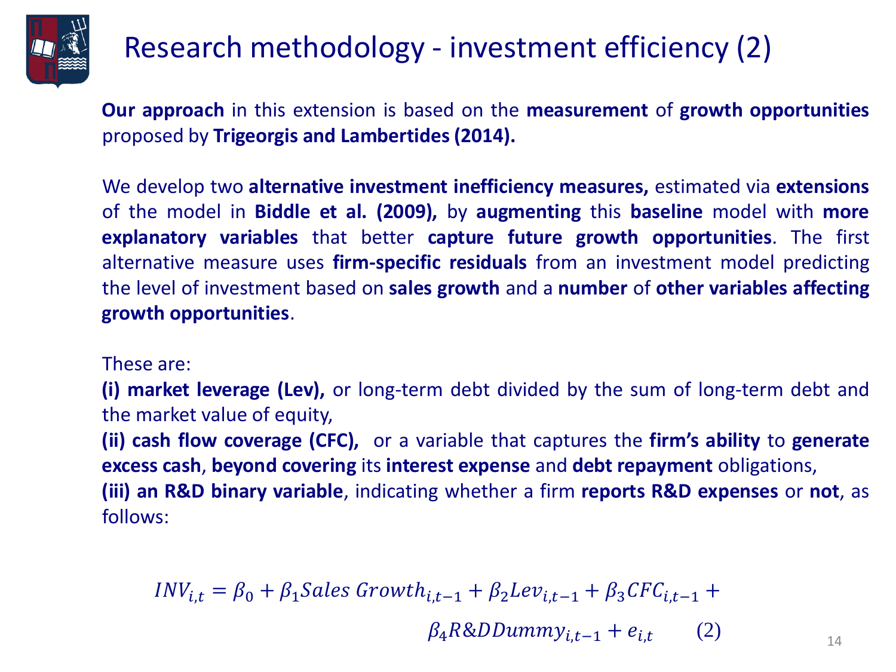# Research methodology - investment efficiency (2)

**Our approach** in this extension is based on the **measurement** of **growth opportunities** proposed by **Trigeorgis and Lambertides (2014).**

We develop two **alternative investment inefficiency measures,** estimated via **extensions** of the model in **Biddle et al. (2009),** by **augmenting** this **baseline** model with **more explanatory variables** that better **capture future growth opportunities**. The first alternative measure uses **firm-specific residuals** from an investment model predicting the level of investment based on **sales growth** and a **number** of **other variables affecting growth opportunities**.

These are:

**(i) market leverage (Lev),** or long-term debt divided by the sum of long-term debt and the market value of equity,

**(ii) cash flow coverage (CFC),** or a variable that captures the **firm's ability** to **generate excess cash**, **beyond covering** its **interest expense** and **debt repayment** obligations,

**(iii) an R&D binary variable**, indicating whether a firm **reports R&D expenses** or **not**, as follows:

$$INV_{i,t} = \beta_0 + \beta_1 Sales\ Growth_{i,t-1} + \beta_2 Lev_{i,t-1} + \beta_3 CFC_{i,t-1} + \beta_4 R\&DDummy_{i,t-1} + e_{i,t} \qquad (2)$$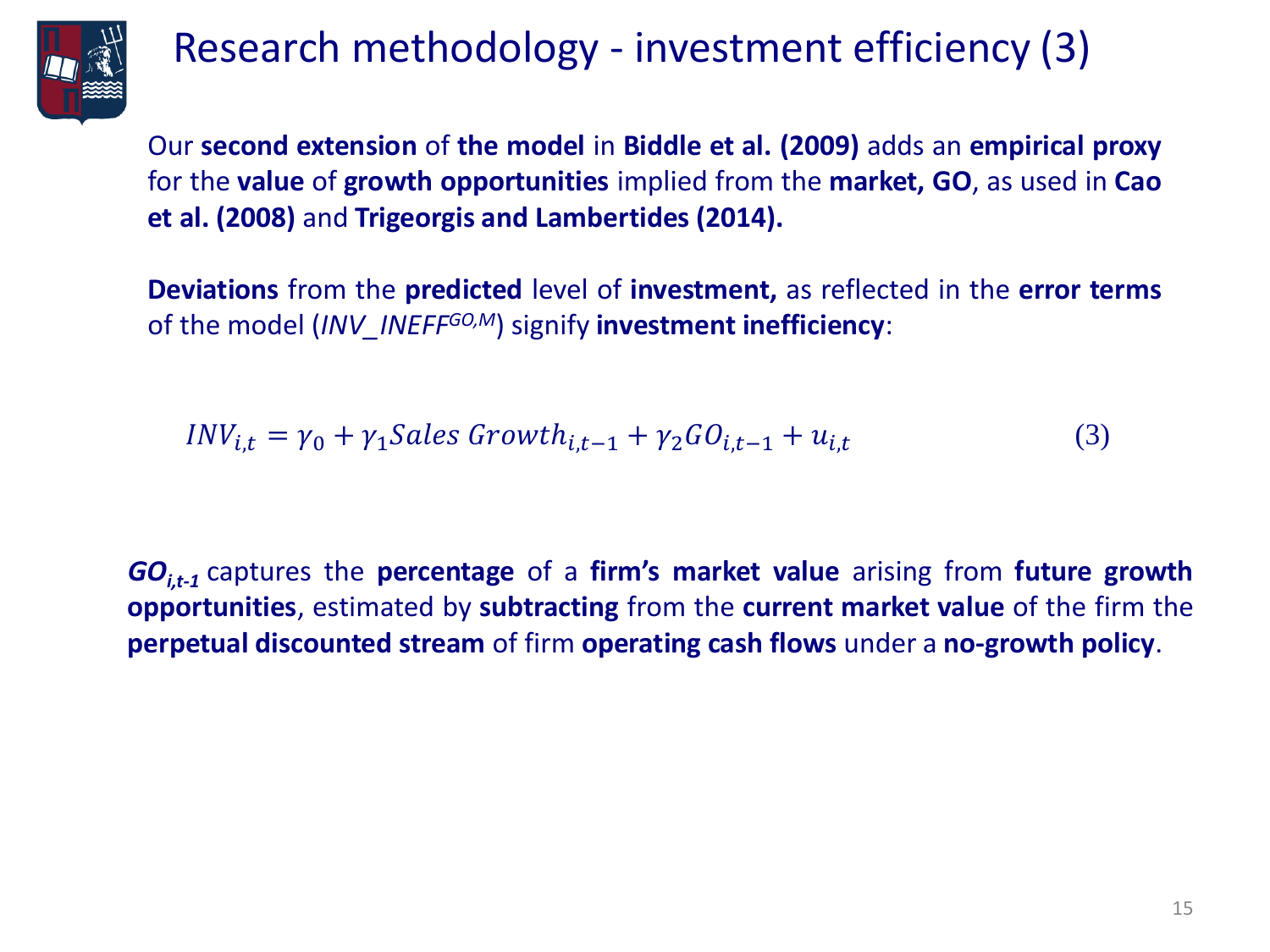# Research methodology - investment efficiency (3)

Our **second extension** of **the model** in **Biddle et al. (2009)** adds an **empirical proxy** for the **value** of **growth opportunities** implied from the **market, GO**, as used in **Cao et al. (2008)** and **Trigeorgis and Lambertides (2014).**

**Deviations** from the **predicted** level of **investment,** as reflected in the **error terms** of the model ($INV\_INEFF^{GO,M}$) signify **investment inefficiency**:

$$INV_{i,t} = \gamma_0 + \gamma_1 Sales\ Growth_{i,t-1} + \gamma_2 GO_{i,t-1} + u_{i,t} \qquad (3)$$

$GO_{i,t-1}$ captures the **percentage** of a **firm's market value** arising from **future growth opportunities**, estimated by **subtracting** from the **current market value** of the firm the **perpetual discounted stream** of firm **operating cash flows** under a **no-growth policy**.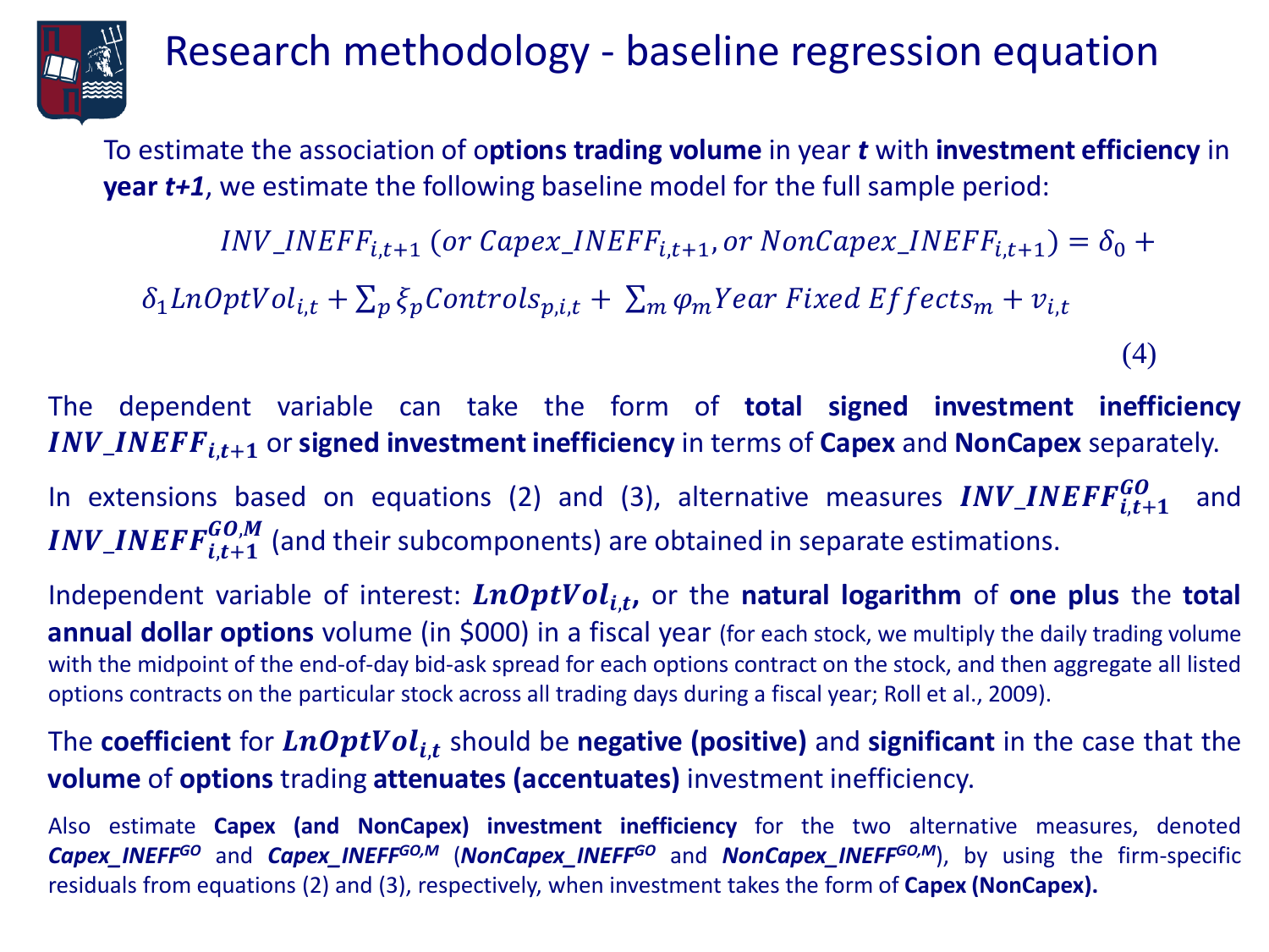# Research methodology - baseline regression equation

To estimate the association of o**ptions trading volume** in year ***t*** with **investment efficiency** in **year *t+1***, we estimate the following baseline model for the full sample period:

$$INV\_INEFF_{i,t+1}\ (or\ Capex\_INEFF_{i,t+1}, or\ NonCapex\_INEFF_{i,t+1}) = \delta_0 + \delta_1 LnOptVol_{i,t} + \sum_p \xi_p Controls_{p,i,t} + \sum_m \varphi_m Year\ Fixed\ Effects_m + v_{i,t} \tag{4}$$

The dependent variable can take the form of **total signed investment inefficiency** $\boldsymbol{INV\_INEFF_{i,t+1}}$ or **signed investment inefficiency** in terms of **Capex** and **NonCapex** separately.

In extensions based on equations (2) and (3), alternative measures $\boldsymbol{INV\_INEFF^{GO}_{i,t+1}}$ and $\boldsymbol{INV\_INEFF^{GO,M}_{i,t+1}}$ (and their subcomponents) are obtained in separate estimations.

Independent variable of interest: $\boldsymbol{LnOptVol_{i,t}}$**,** or the **natural logarithm** of **one plus** the **total annual dollar options** volume (in $000) in a fiscal year (for each stock, we multiply the daily trading volume with the midpoint of the end-of-day bid-ask spread for each options contract on the stock, and then aggregate all listed options contracts on the particular stock across all trading days during a fiscal year; Roll et al., 2009).

The **coefficient** for $\boldsymbol{LnOptVol_{i,t}}$ should be **negative (positive)** and **significant** in the case that the **volume** of **options** trading **attenuates (accentuates)** investment inefficiency.

Also estimate **Capex (and NonCapex) investment inefficiency** for the two alternative measures, denoted $\boldsymbol{Capex\_INEFF^{GO}}$ and $\boldsymbol{Capex\_INEFF^{GO,M}}$ ($\boldsymbol{NonCapex\_INEFF^{GO}}$ and $\boldsymbol{NonCapex\_INEFF^{GO,M}}$), by using the firm-specific residuals from equations (2) and (3), respectively, when investment takes the form of **Capex (NonCapex).**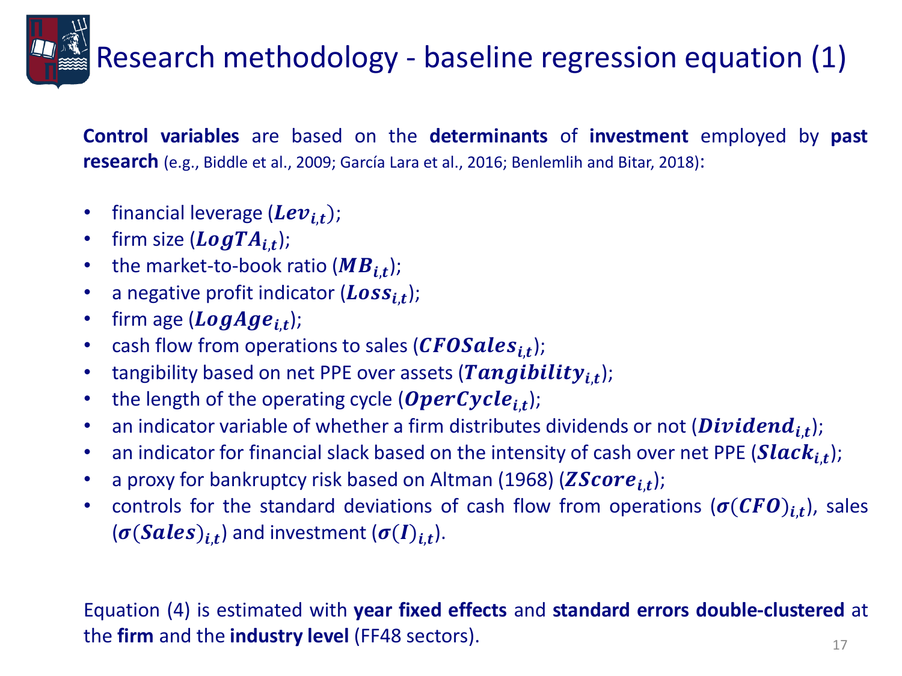# Research methodology - baseline regression equation (1)

**Control variables** are based on the **determinants** of **investment** employed by **past research** (e.g., Biddle et al., 2009; García Lara et al., 2016; Benlemlih and Bitar, 2018):

- financial leverage ($\boldsymbol{Lev_{i,t}}$);
- firm size ($\boldsymbol{LogTA_{i,t}}$);
- the market-to-book ratio ($\boldsymbol{MB_{i,t}}$);
- a negative profit indicator ($\boldsymbol{Loss_{i,t}}$);
- firm age ($\boldsymbol{LogAge_{i,t}}$);
- cash flow from operations to sales ($\boldsymbol{CFOSales_{i,t}}$);
- tangibility based on net PPE over assets ($\boldsymbol{Tangibility_{i,t}}$);
- the length of the operating cycle ($\boldsymbol{OperCycle_{i,t}}$);
- an indicator variable of whether a firm distributes dividends or not ($\boldsymbol{Dividend_{i,t}}$);
- an indicator for financial slack based on the intensity of cash over net PPE ($\boldsymbol{Slack_{i,t}}$);
- a proxy for bankruptcy risk based on Altman (1968) ($\boldsymbol{ZScore_{i,t}}$);
- controls for the standard deviations of cash flow from operations ($\boldsymbol{\sigma(CFO)_{i,t}}$), sales ($\boldsymbol{\sigma(Sales)_{i,t}}$) and investment ($\boldsymbol{\sigma(I)_{i,t}}$).

Equation (4) is estimated with **year fixed effects** and **standard errors double-clustered** at the **firm** and the **industry level** (FF48 sectors).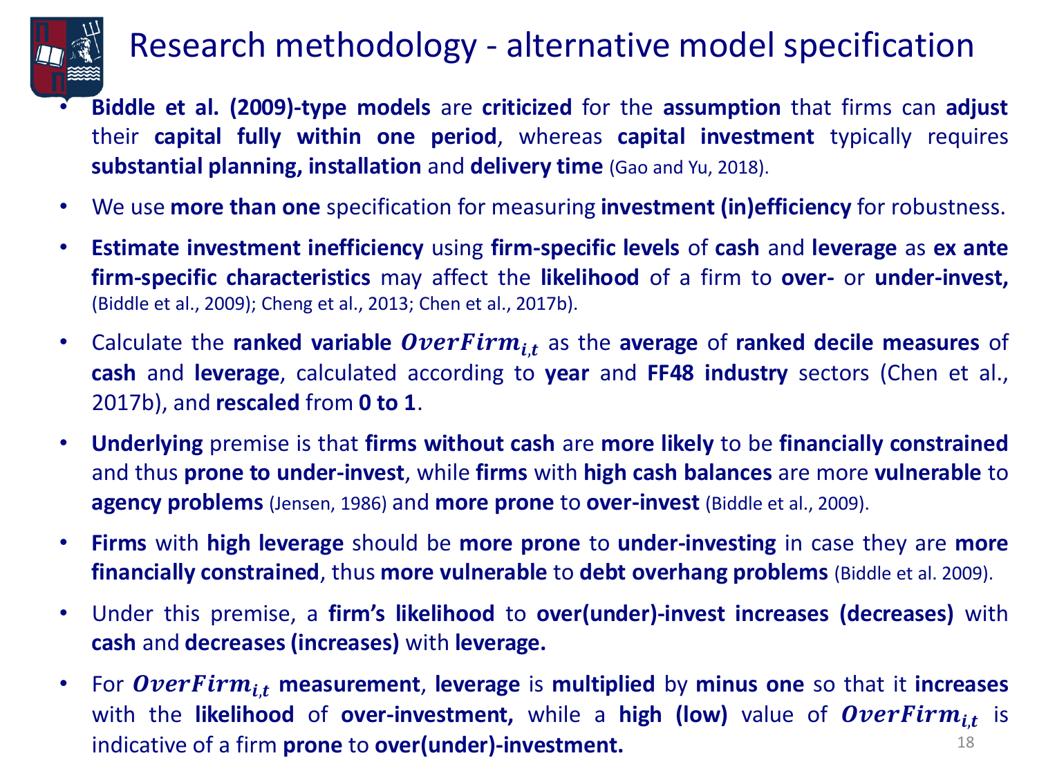# Research methodology - alternative model specification

- **Biddle et al. (2009)-type models** are **criticized** for the **assumption** that firms can **adjust** their **capital fully within one period**, whereas **capital investment** typically requires **substantial planning, installation** and **delivery time** (Gao and Yu, 2018).
- We use **more than one** specification for measuring **investment (in)efficiency** for robustness.
- **Estimate investment inefficiency** using **firm-specific levels** of **cash** and **leverage** as **ex ante firm-specific characteristics** may affect the **likelihood** of a firm to **over-** or **under-invest,** (Biddle et al., 2009); Cheng et al., 2013; Chen et al., 2017b).
- Calculate the **ranked variable** $\boldsymbol{OverFirm_{i,t}}$ as the **average** of **ranked decile measures** of **cash** and **leverage**, calculated according to **year** and **FF48 industry** sectors (Chen et al., 2017b), and **rescaled** from **0 to 1**.
- **Underlying** premise is that **firms without cash** are **more likely** to be **financially constrained** and thus **prone to under-invest**, while **firms** with **high cash balances** are more **vulnerable** to **agency problems** (Jensen, 1986) and **more prone** to **over-invest** (Biddle et al., 2009).
- **Firms** with **high leverage** should be **more prone** to **under-investing** in case they are **more financially constrained**, thus **more vulnerable** to **debt overhang problems** (Biddle et al. 2009).
- Under this premise, a **firm's likelihood** to **over(under)-invest increases (decreases)** with **cash** and **decreases (increases)** with **leverage.**
- For $\boldsymbol{OverFirm_{i,t}}$ **measurement**, **leverage** is **multiplied** by **minus one** so that it **increases** with the **likelihood** of **over-investment,** while a **high (low)** value of $\boldsymbol{OverFirm_{i,t}}$ is indicative of a firm **prone** to **over(under)-investment.**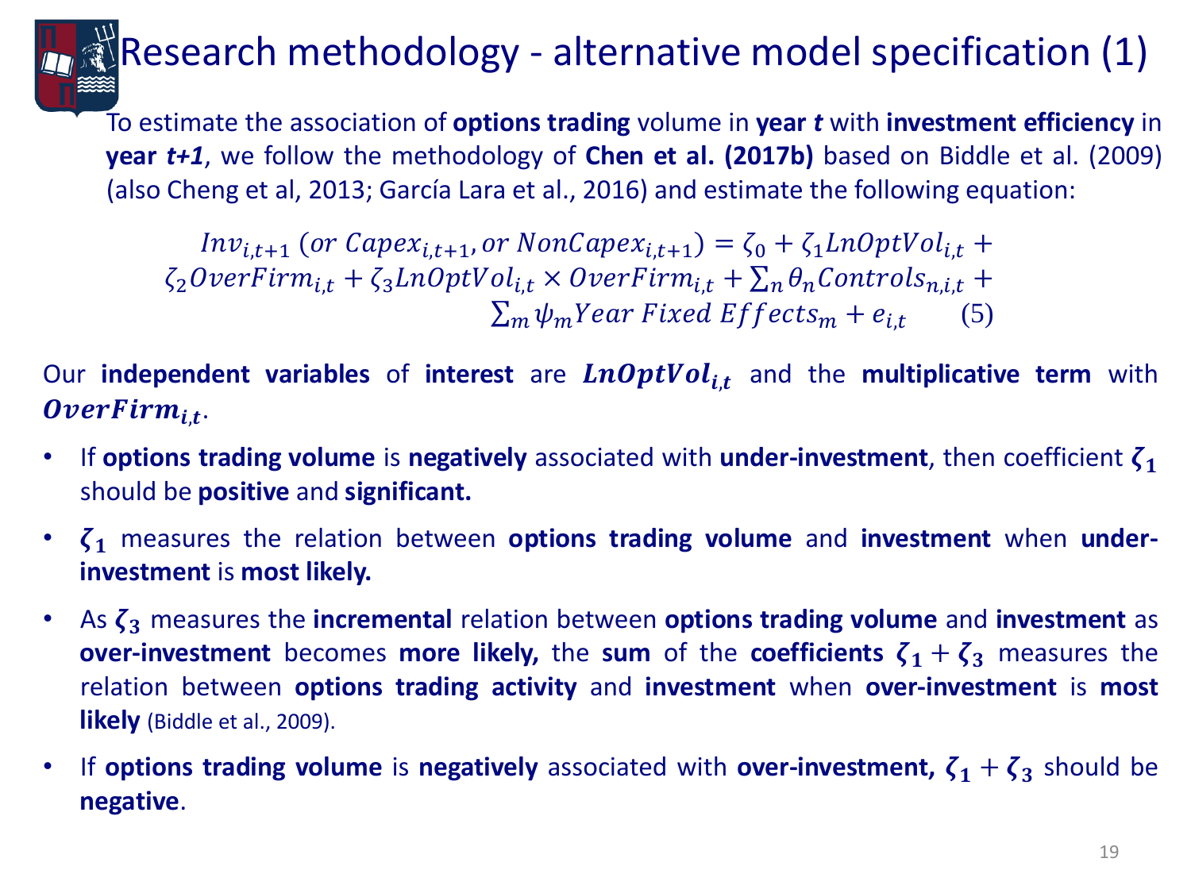# Research methodology - alternative model specification (1)

To estimate the association of **options trading** volume in **year *t*** with **investment efficiency** in **year *t+1***, we follow the methodology of **Chen et al. (2017b)** based on Biddle et al. (2009) (also Cheng et al, 2013; García Lara et al., 2016) and estimate the following equation:

$$Inv_{i,t+1}\ (or\ Capex_{i,t+1}, or\ NonCapex_{i,t+1}) = \zeta_0 + \zeta_1 LnOptVol_{i,t} + \zeta_2 OverFirm_{i,t} + \zeta_3 LnOptVol_{i,t} \times OverFirm_{i,t} + \sum_n \theta_n Controls_{n,i,t} + \sum_m \psi_m Year\ Fixed\ Effects_m + e_{i,t} \quad (5)$$

Our **independent variables** of **interest** are $\boldsymbol{LnOptVol_{i,t}}$ and the **multiplicative term** with $\boldsymbol{OverFirm_{i,t}}$.

- If **options trading volume** is **negatively** associated with **under-investment**, then coefficient $\boldsymbol{\zeta_1}$ should be **positive** and **significant.**
- $\boldsymbol{\zeta_1}$ measures the relation between **options trading volume** and **investment** when **under-investment** is **most likely.**
- As $\boldsymbol{\zeta_3}$ measures the **incremental** relation between **options trading volume** and **investment** as **over-investment** becomes **more likely,** the **sum** of the **coefficients** $\boldsymbol{\zeta_1 + \zeta_3}$ measures the relation between **options trading activity** and **investment** when **over-investment** is **most likely** (Biddle et al., 2009).
- If **options trading volume** is **negatively** associated with **over-investment,** $\boldsymbol{\zeta_1 + \zeta_3}$ should be **negative**.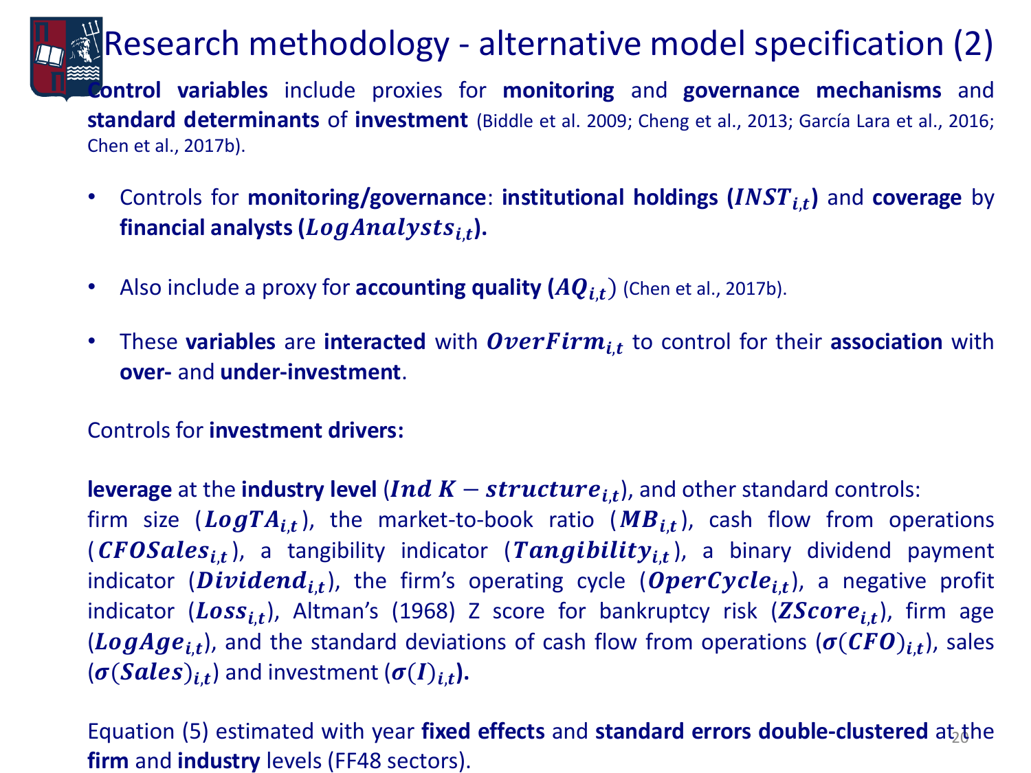# Research methodology - alternative model specification (2)

**Control variables** include proxies for **monitoring** and **governance mechanisms** and **standard determinants** of **investment** (Biddle et al. 2009; Cheng et al., 2013; García Lara et al., 2016; Chen et al., 2017b).

- Controls for **monitoring/governance**: **institutional holdings ($\boldsymbol{INST_{i,t}}$)** and **coverage** by **financial analysts ($\boldsymbol{LogAnalysts_{i,t}}$).**
- Also include a proxy for **accounting quality ($\boldsymbol{AQ_{i,t}}$)** (Chen et al., 2017b).
- These **variables** are **interacted** with $\boldsymbol{OverFirm_{i,t}}$ to control for their **association** with **over-** and **under-investment**.

Controls for **investment drivers:**

**leverage** at the **industry level** ($\boldsymbol{Ind\ K-structure_{i,t}}$), and other standard controls:
firm size ($\boldsymbol{LogTA_{i,t}}$), the market-to-book ratio ($\boldsymbol{MB_{i,t}}$), cash flow from operations ($\boldsymbol{CFOSales_{i,t}}$), a tangibility indicator ($\boldsymbol{Tangibility_{i,t}}$), a binary dividend payment indicator ($\boldsymbol{Dividend_{i,t}}$), the firm's operating cycle ($\boldsymbol{OperCycle_{i,t}}$), a negative profit indicator ($\boldsymbol{Loss_{i,t}}$), Altman's (1968) Z score for bankruptcy risk ($\boldsymbol{ZScore_{i,t}}$), firm age ($\boldsymbol{LogAge_{i,t}}$), and the standard deviations of cash flow from operations ($\boldsymbol{\sigma(CFO)_{i,t}}$), sales ($\boldsymbol{\sigma(Sales)_{i,t}}$) and investment ($\boldsymbol{\sigma(I)_{i,t}}$).

Equation (5) estimated with year **fixed effects** and **standard errors double-clustered** at the **firm** and **industry** levels (FF48 sectors).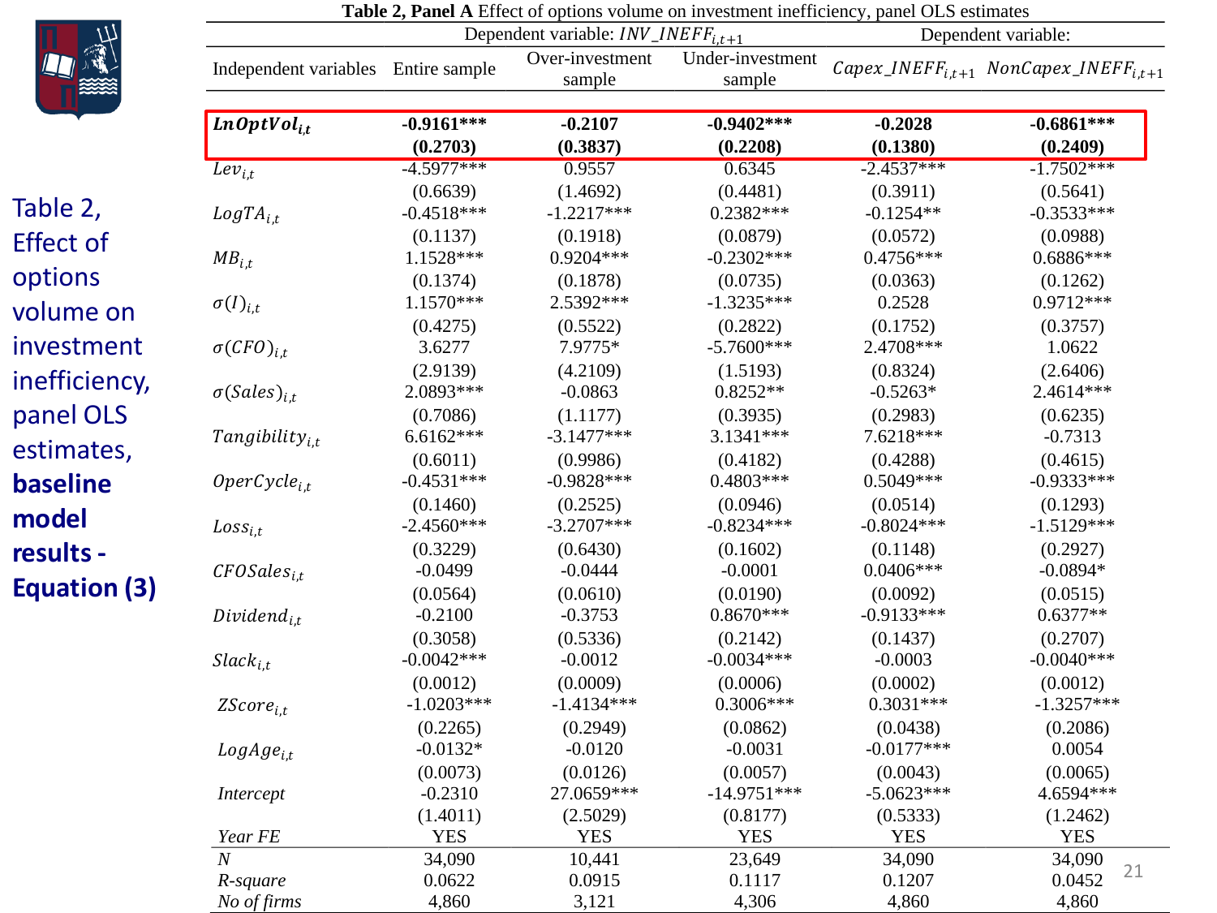## Table 2, Effect of options volume on investment inefficiency, panel OLS estimates, **baseline model results - Equation (3)**

**Table 2, Panel A** Effect of options volume on investment inefficiency, panel OLS estimates

| Independent variables | Dependent variable: $INV\_INEFF_{i,t+1}$ Entire sample | Over-investment sample | Under-investment sample | Dependent variable: $Capex\_INEFF_{i,t+1}$ | $NonCapex\_INEFF_{i,t+1}$ |
|---|---|---|---|---|---|
| $\boldsymbol{LnOptVol_{i,t}}$ | **-0.9161***** | **-0.2107** | **-0.9402***** | **-0.2028** | **-0.6861***** |
| | **(0.2703)** | **(0.3837)** | **(0.2208)** | **(0.1380)** | **(0.2409)** |
| $Lev_{i,t}$ | -4.5977*** | 0.9557 | 0.6345 | -2.4537*** | -1.7502*** |
| | (0.6639) | (1.4692) | (0.4481) | (0.3911) | (0.5641) |
| $LogTA_{i,t}$ | -0.4518*** | -1.2217*** | 0.2382*** | -0.1254** | -0.3533*** |
| | (0.1137) | (0.1918) | (0.0879) | (0.0572) | (0.0988) |
| $MB_{i,t}$ | 1.1528*** | 0.9204*** | -0.2302*** | 0.4756*** | 0.6886*** |
| | (0.1374) | (0.1878) | (0.0735) | (0.0363) | (0.1262) |
| $\sigma(I)_{i,t}$ | 1.1570*** | 2.5392*** | -1.3235*** | 0.2528 | 0.9712*** |
| | (0.4275) | (0.5522) | (0.2822) | (0.1752) | (0.3757) |
| $\sigma(CFO)_{i,t}$ | 3.6277 | 7.9775* | -5.7600*** | 2.4708*** | 1.0622 |
| | (2.9139) | (4.2109) | (1.5193) | (0.8324) | (2.6406) |
| $\sigma(Sales)_{i,t}$ | 2.0893*** | -0.0863 | 0.8252** | -0.5263* | 2.4614*** |
| | (0.7086) | (1.1177) | (0.3935) | (0.2983) | (0.6235) |
| $Tangibility_{i,t}$ | 6.6162*** | -3.1477*** | 3.1341*** | 7.6218*** | -0.7313 |
| | (0.6011) | (0.9986) | (0.4182) | (0.4288) | (0.4615) |
| $OperCycle_{i,t}$ | -0.4531*** | -0.9828*** | 0.4803*** | 0.5049*** | -0.9333*** |
| | (0.1460) | (0.2525) | (0.0946) | (0.0514) | (0.1293) |
| $Loss_{i,t}$ | -2.4560*** | -3.2707*** | -0.8234*** | -0.8024*** | -1.5129*** |
| | (0.3229) | (0.6430) | (0.1602) | (0.1148) | (0.2927) |
| $CFOSales_{i,t}$ | -0.0499 | -0.0444 | -0.0001 | 0.0406*** | -0.0894* |
| | (0.0564) | (0.0610) | (0.0190) | (0.0092) | (0.0515) |
| $Dividend_{i,t}$ | -0.2100 | -0.3753 | 0.8670*** | -0.9133*** | 0.6377** |
| | (0.3058) | (0.5336) | (0.2142) | (0.1437) | (0.2707) |
| $Slack_{i,t}$ | -0.0042*** | -0.0012 | -0.0034*** | -0.0003 | -0.0040*** |
| | (0.0012) | (0.0009) | (0.0006) | (0.0002) | (0.0012) |
| $ZScore_{i,t}$ | -1.0203*** | -1.4134*** | 0.3006*** | 0.3031*** | -1.3257*** |
| | (0.2265) | (0.2949) | (0.0862) | (0.0438) | (0.2086) |
| $LogAge_{i,t}$ | -0.0132* | -0.0120 | -0.0031 | -0.0177*** | 0.0054 |
| | (0.0073) | (0.0126) | (0.0057) | (0.0043) | (0.0065) |
| *Intercept* | -0.2310 | 27.0659*** | -14.9751*** | -5.0623*** | 4.6594*** |
| | (1.4011) | (2.5029) | (0.8177) | (0.5333) | (1.2462) |
| *Year FE* | YES | YES | YES | YES | YES |
| *N* | 34,090 | 10,441 | 23,649 | 34,090 | 34,090 |
| *R-square* | 0.0622 | 0.0915 | 0.1117 | 0.1207 | 0.0452 |
| *No of firms* | 4,860 | 3,121 | 4,306 | 4,860 | 4,860 |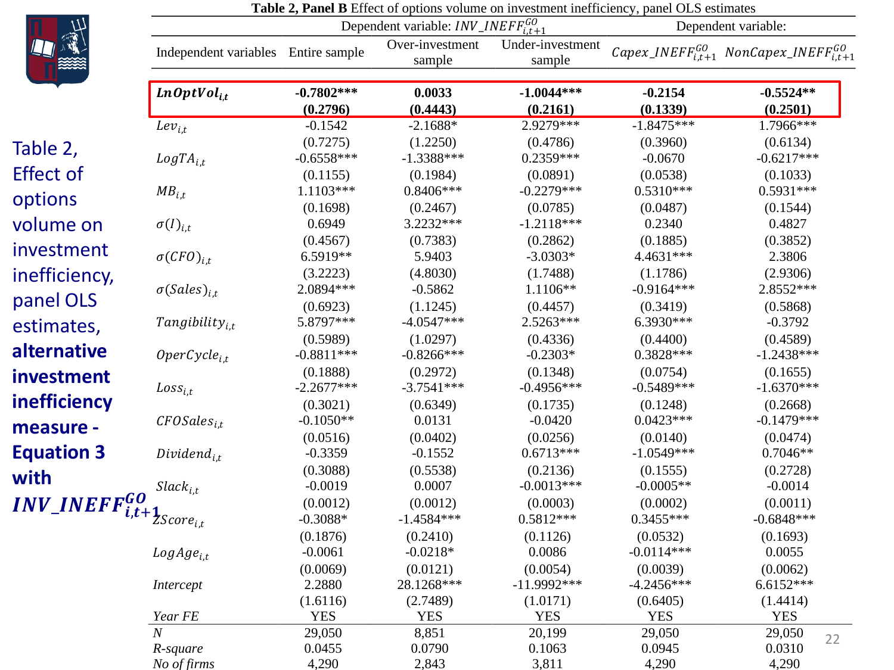Table 2, Effect of options volume on investment inefficiency, panel OLS estimates, **alternative investment inefficiency measure - Equation 3 with $INV\_INEFF_{i,t+1}^{GO}$**

**Table 2, Panel B** Effect of options volume on investment inefficiency, panel OLS estimates

| | Dependent variable: $INV\_INEFF_{i,t+1}^{GO}$ | | | Dependent variable: | |
|---|---|---|---|---|---|
| Independent variables | Entire sample | Over-investment sample | Under-investment sample | $Capex\_INEFF_{i,t+1}^{GO}$ | $NonCapex\_INEFF_{i,t+1}^{GO}$ |
| $LnOptVol_{i,t}$ | **-0.7802***\*** | **0.0033** | **-1.0044***\*** | **-0.2154** | **-0.5524**\*** |
| | **(0.2796)** | **(0.4443)** | **(0.2161)** | **(0.1339)** | **(0.2501)** |
| $Lev_{i,t}$ | -0.1542 | -2.1688* | 2.9279*** | -1.8475*** | 1.7966*** |
| | (0.7275) | (1.2250) | (0.4786) | (0.3960) | (0.6134) |
| $LogTA_{i,t}$ | -0.6558*** | -1.3388*** | 0.2359*** | -0.0670 | -0.6217*** |
| | (0.1155) | (0.1984) | (0.0891) | (0.0538) | (0.1033) |
| $MB_{i,t}$ | 1.1103*** | 0.8406*** | -0.2279*** | 0.5310*** | 0.5931*** |
| | (0.1698) | (0.2467) | (0.0785) | (0.0487) | (0.1544) |
| $\sigma(I)_{i,t}$ | 0.6949 | 3.2232*** | -1.2118*** | 0.2340 | 0.4827 |
| | (0.4567) | (0.7383) | (0.2862) | (0.1885) | (0.3852) |
| $\sigma(CFO)_{i,t}$ | 6.5919** | 5.9403 | -3.0303* | 4.4631*** | 2.3806 |
| | (3.2223) | (4.8030) | (1.7488) | (1.1786) | (2.9306) |
| $\sigma(Sales)_{i,t}$ | 2.0894*** | -0.5862 | 1.1106** | -0.9164*** | 2.8552*** |
| | (0.6923) | (1.1245) | (0.4457) | (0.3419) | (0.5868) |
| $Tangibility_{i,t}$ | 5.8797*** | -4.0547*** | 2.5263*** | 6.3930*** | -0.3792 |
| | (0.5989) | (1.0297) | (0.4336) | (0.4400) | (0.4589) |
| $OperCycle_{i,t}$ | -0.8811*** | -0.8266*** | -0.2303* | 0.3828*** | -1.2438*** |
| | (0.1888) | (0.2972) | (0.1348) | (0.0754) | (0.1655) |
| $Loss_{i,t}$ | -2.2677*** | -3.7541*** | -0.4956*** | -0.5489*** | -1.6370*** |
| | (0.3021) | (0.6349) | (0.1735) | (0.1248) | (0.2668) |
| $CFOSales_{i,t}$ | -0.1050** | 0.0131 | -0.0420 | 0.0423*** | -0.1479*** |
| | (0.0516) | (0.0402) | (0.0256) | (0.0140) | (0.0474) |
| $Dividend_{i,t}$ | -0.3359 | -0.1552 | 0.6713*** | -1.0549*** | 0.7046** |
| | (0.3088) | (0.5538) | (0.2136) | (0.1555) | (0.2728) |
| $Slack_{i,t}$ | -0.0019 | 0.0007 | -0.0013*** | -0.0005** | -0.0014 |
| | (0.0012) | (0.0012) | (0.0003) | (0.0002) | (0.0011) |
| $ZScore_{i,t}$ | -0.3088* | -1.4584*** | 0.5812*** | 0.3455*** | -0.6848*** |
| | (0.1876) | (0.2410) | (0.1126) | (0.0532) | (0.1693) |
| $LogAge_{i,t}$ | -0.0061 | -0.0218* | 0.0086 | -0.0114*** | 0.0055 |
| | (0.0069) | (0.0121) | (0.0054) | (0.0039) | (0.0062) |
| Intercept | 2.2880 | 28.1268*** | -11.9992*** | -4.2456*** | 6.6152*** |
| | (1.6116) | (2.7489) | (1.0171) | (0.6405) | (1.4414) |
| Year FE | YES | YES | YES | YES | YES |
| N | 29,050 | 8,851 | 20,199 | 29,050 | 29,050 |
| R-square | 0.0455 | 0.0790 | 0.1063 | 0.0945 | 0.0310 |
| No of firms | 4,290 | 2,843 | 3,811 | 4,290 | 4,290 |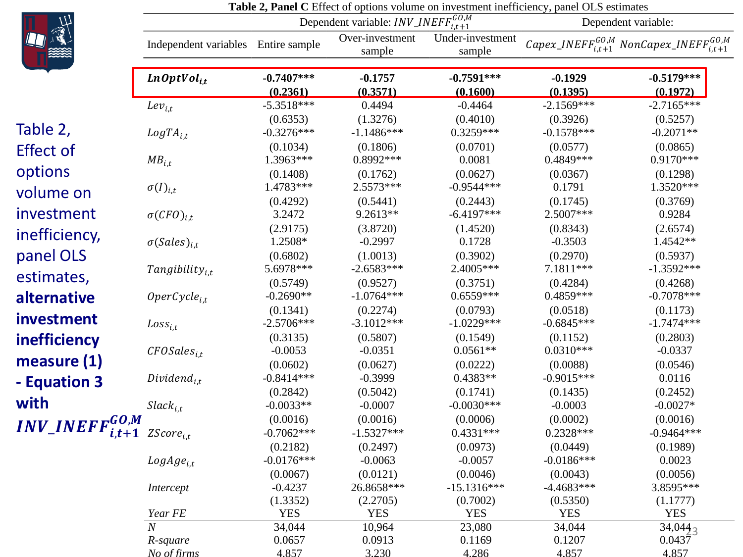Table 2, Effect of options volume on investment inefficiency, panel OLS estimates, **alternative investment inefficiency measure (1) - Equation 3 with $INV\_INEFF^{GO,M}_{i,t+1}$**

**Table 2, Panel C** Effect of options volume on investment inefficiency, panel OLS estimates

| | Dependent variable: $INV\_INEFF^{GO,M}_{i,t+1}$ | | | Dependent variable: | |
|---|---|---|---|---|---|
| Independent variables | Entire sample | Over-investment sample | Under-investment sample | $Capex\_INEFF^{GO,M}_{i,t+1}$ | $NonCapex\_INEFF^{GO,M}_{i,t+1}$ |
| $LnOptVol_{i,t}$ | **-0.7407*** ** | **-0.1757** | **-0.7591*** ** | **-0.1929** | **-0.5179*** ** |
| | **(0.2361)** | **(0.3571)** | **(0.1600)** | **(0.1395)** | **(0.1972)** |
| $Lev_{i,t}$ | -5.3518*** | 0.4494 | -0.4464 | -2.1569*** | -2.7165*** |
| | (0.6353) | (1.3276) | (0.4010) | (0.3926) | (0.5257) |
| $LogTA_{i,t}$ | -0.3276*** | -1.1486*** | 0.3259*** | -0.1578*** | -0.2071** |
| | (0.1034) | (0.1806) | (0.0701) | (0.0577) | (0.0865) |
| $MB_{i,t}$ | 1.3963*** | 0.8992*** | 0.0081 | 0.4849*** | 0.9170*** |
| | (0.1408) | (0.1762) | (0.0627) | (0.0367) | (0.1298) |
| $\sigma(I)_{i,t}$ | 1.4783*** | 2.5573*** | -0.9544*** | 0.1791 | 1.3520*** |
| | (0.4292) | (0.5441) | (0.2443) | (0.1745) | (0.3769) |
| $\sigma(CFO)_{i,t}$ | 3.2472 | 9.2613** | -6.4197*** | 2.5007*** | 0.9284 |
| | (2.9175) | (3.8720) | (1.4520) | (0.8343) | (2.6574) |
| $\sigma(Sales)_{i,t}$ | 1.2508* | -0.2997 | 0.1728 | -0.3503 | 1.4542** |
| | (0.6802) | (1.0013) | (0.3902) | (0.2970) | (0.5937) |
| $Tangibility_{i,t}$ | 5.6978*** | -2.6583*** | 2.4005*** | 7.1811*** | -1.3592*** |
| | (0.5749) | (0.9527) | (0.3751) | (0.4284) | (0.4268) |
| $OperCycle_{i,t}$ | -0.2690** | -1.0764*** | 0.6559*** | 0.4859*** | -0.7078*** |
| | (0.1341) | (0.2274) | (0.0793) | (0.0518) | (0.1173) |
| $Loss_{i,t}$ | -2.5706*** | -3.1012*** | -1.0229*** | -0.6845*** | -1.7474*** |
| | (0.3135) | (0.5807) | (0.1549) | (0.1152) | (0.2803) |
| $CFOSales_{i,t}$ | -0.0053 | -0.0351 | 0.0561** | 0.0310*** | -0.0337 |
| | (0.0602) | (0.0627) | (0.0222) | (0.0088) | (0.0546) |
| $Dividend_{i,t}$ | -0.8414*** | -0.3999 | 0.4383** | -0.9015*** | 0.0116 |
| | (0.2842) | (0.5042) | (0.1741) | (0.1435) | (0.2452) |
| $Slack_{i,t}$ | -0.0033** | -0.0007 | -0.0030*** | -0.0003 | -0.0027* |
| | (0.0016) | (0.0016) | (0.0006) | (0.0002) | (0.0016) |
| $ZScore_{i,t}$ | -0.7062*** | -1.5327*** | 0.4331*** | 0.2328*** | -0.9464*** |
| | (0.2182) | (0.2497) | (0.0973) | (0.0449) | (0.1989) |
| $LogAge_{i,t}$ | -0.0176*** | -0.0063 | -0.0057 | -0.0186*** | 0.0023 |
| | (0.0067) | (0.0121) | (0.0046) | (0.0043) | (0.0056) |
| *Intercept* | -0.4237 | 26.8658*** | -15.1316*** | -4.4683*** | 3.8595*** |
| | (1.3352) | (2.2705) | (0.7002) | (0.5350) | (1.1777) |
| *Year FE* | YES | YES | YES | YES | YES |
| *N* | 34,044 | 10,964 | 23,080 | 34,044 | 34,044 |
| *R-square* | 0.0657 | 0.0913 | 0.1169 | 0.1207 | 0.0437 |
| *No of firms* | 4,857 | 3,230 | 4,286 | 4,857 | 4,857 |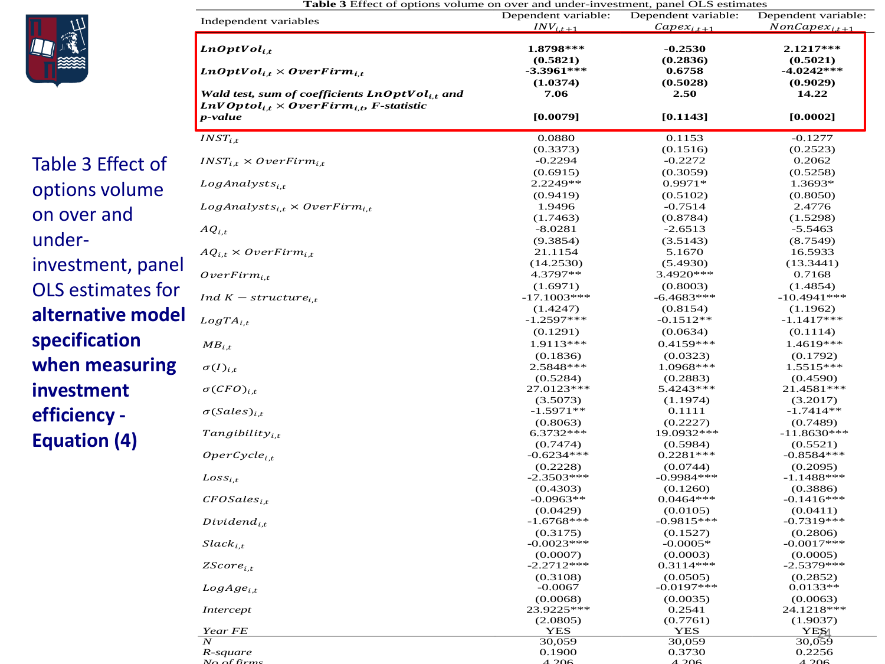Table 3 Effect of options volume on over and under-investment, panel OLS estimates for **alternative model specification when measuring investment efficiency - Equation (4)**

**Table 3** Effect of options volume on over and under-investment, panel OLS estimates

| Independent variables | Dependent variable: $INV_{i,t+1}$ | Dependent variable: $Capex_{i,t+1}$ | Dependent variable: $NonCapex_{i,t+1}$ |
|---|---|---|---|
| $\boldsymbol{LnOptVol_{i,t}}$ | **1.8798*** ** | **-0.2530** | **2.1217*** ** |
| | **(0.5821)** | **(0.2836)** | **(0.5021)** |
| $\boldsymbol{LnOptVol_{i,t} \times OverFirm_{i,t}}$ | **-3.3961*** ** | **0.6758** | **-4.0242*** ** |
| | **(1.0374)** | **(0.5028)** | **(0.9029)** |
| ***Wald test, sum of coefficients*** $\boldsymbol{LnOptVol_{i,t}}$ ***and*** $\boldsymbol{LnVOptol_{i,t} \times OverFirm_{i,t}}$***, F-statistic*** | **7.06** | **2.50** | **14.22** |
| ***p-value*** | **[0.0079]** | **[0.1143]** | **[0.0002]** |
| $INST_{i,t}$ | 0.0880 | 0.1153 | -0.1277 |
| | (0.3373) | (0.1516) | (0.2523) |
| $INST_{i,t} \times OverFirm_{i,t}$ | -0.2294 | -0.2272 | 0.2062 |
| | (0.6915) | (0.3059) | (0.5258) |
| $LogAnalysts_{i,t}$ | 2.2249** | 0.9971* | 1.3693* |
| | (0.9419) | (0.5102) | (0.8050) |
| $LogAnalysts_{i,t} \times OverFirm_{i,t}$ | 1.9496 | -0.7514 | 2.4776 |
| | (1.7463) | (0.8784) | (1.5298) |
| $AQ_{i,t}$ | -8.0281 | -2.6513 | -5.5463 |
| | (9.3854) | (3.5143) | (8.7549) |
| $AQ_{i,t} \times OverFirm_{i,t}$ | 21.1154 | 5.1670 | 16.5933 |
| | (14.2530) | (5.4930) | (13.3441) |
| $OverFirm_{i,t}$ | 4.3797** | 3.4920*** | 0.7168 |
| | (1.6971) | (0.8003) | (1.4854) |
| $Ind\ K-structure_{i,t}$ | -17.1003*** | -6.4683*** | -10.4941*** |
| | (1.4247) | (0.8154) | (1.1962) |
| $LogTA_{i,t}$ | -1.2597*** | -0.1512** | -1.1417*** |
| | (0.1291) | (0.0634) | (0.1114) |
| $MB_{i,t}$ | 1.9113*** | 0.4159*** | 1.4619*** |
| | (0.1836) | (0.0323) | (0.1792) |
| $\sigma(I)_{i,t}$ | 2.5848*** | 1.0968*** | 1.5515*** |
| | (0.5284) | (0.2883) | (0.4590) |
| $\sigma(CFO)_{i,t}$ | 27.0123*** | 5.4243*** | 21.4581*** |
| | (3.5073) | (1.1974) | (3.2017) |
| $\sigma(Sales)_{i,t}$ | -1.5971** | 0.1111 | -1.7414** |
| | (0.8063) | (0.2227) | (0.7489) |
| $Tangibility_{i,t}$ | 6.3732*** | 19.0932*** | -11.8630*** |
| | (0.7474) | (0.5984) | (0.5521) |
| $OperCycle_{i,t}$ | -0.6234*** | 0.2281*** | -0.8584*** |
| | (0.2228) | (0.0744) | (0.2095) |
| $Loss_{i,t}$ | -2.3503*** | -0.9984*** | -1.1488*** |
| | (0.4303) | (0.1260) | (0.3886) |
| $CFOSales_{i,t}$ | -0.0963** | 0.0464*** | -0.1416*** |
| | (0.0429) | (0.0105) | (0.0411) |
| $Dividend_{i,t}$ | -1.6768*** | -0.9815*** | -0.7319*** |
| | (0.3175) | (0.1527) | (0.2806) |
| $Slack_{i,t}$ | -0.0023*** | -0.0005* | -0.0017*** |
| | (0.0007) | (0.0003) | (0.0005) |
| $ZScore_{i,t}$ | -2.2712*** | 0.3114*** | -2.5379*** |
| | (0.3108) | (0.0505) | (0.2852) |
| $LogAge_{i,t}$ | -0.0067 | -0.0197*** | 0.0133** |
| | (0.0068) | (0.0035) | (0.0063) |
| $Intercept$ | 23.9225*** | 0.2541 | 24.1218*** |
| | (2.0805) | (0.7761) | (1.9037) |
| $Year\ FE$ | YES | YES | YES |
| $N$ | 30,059 | 30,059 | 30,059 |
| $R$-square | 0.1900 | 0.3730 | 0.2256 |
| No of firms | 4,206 | 4,206 | 4,206 |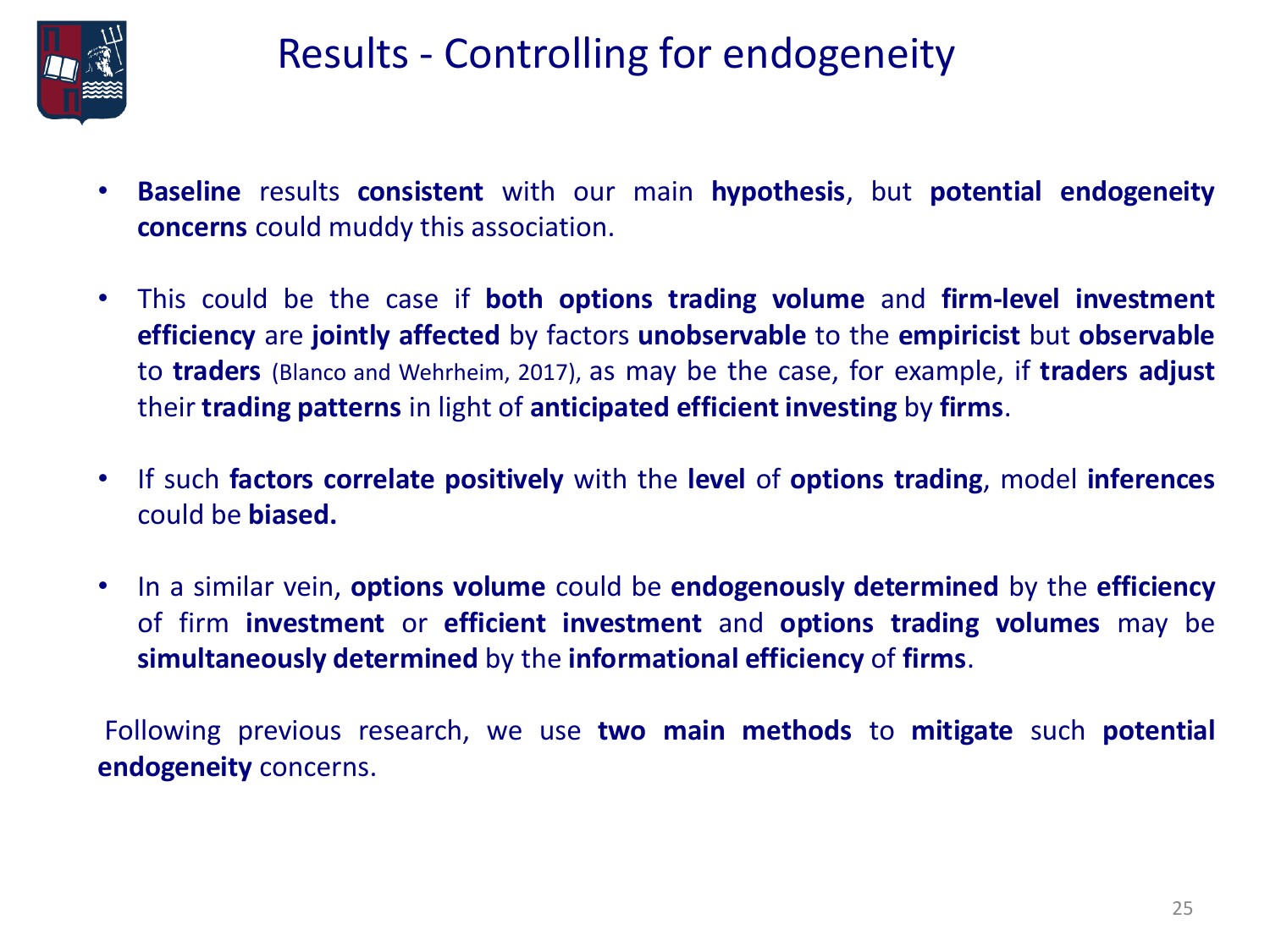# Results - Controlling for endogeneity

- **Baseline** results **consistent** with our main **hypothesis**, but **potential endogeneity concerns** could muddy this association.

- This could be the case if **both options trading volume** and **firm-level investment efficiency** are **jointly affected** by factors **unobservable** to the **empiricist** but **observable** to **traders** (Blanco and Wehrheim, 2017), as may be the case, for example, if **traders adjust** their **trading patterns** in light of **anticipated efficient investing** by **firms**.

- If such **factors correlate positively** with the **level** of **options trading**, model **inferences** could be **biased.**

- In a similar vein, **options volume** could be **endogenously determined** by the **efficiency** of firm **investment** or **efficient investment** and **options trading volumes** may be **simultaneously determined** by the **informational efficiency** of **firms**.

Following previous research, we use **two main methods** to **mitigate** such **potential endogeneity** concerns.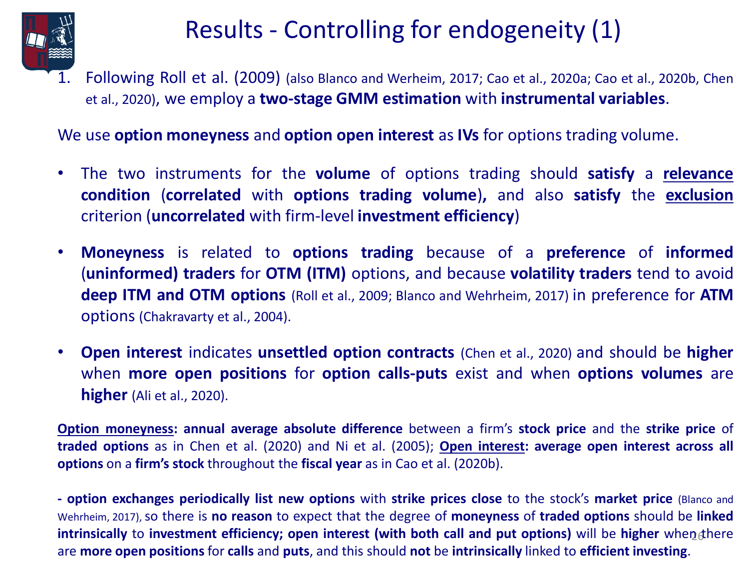# Results - Controlling for endogeneity (1)

1. Following Roll et al. (2009) (also Blanco and Werheim, 2017; Cao et al., 2020a; Cao et al., 2020b, Chen et al., 2020), we employ a **two-stage GMM estimation** with **instrumental variables**.

We use **option moneyness** and **option open interest** as **IVs** for options trading volume.

- The two instruments for the **volume** of options trading should **satisfy** a **<u>relevance condition</u>** (**correlated** with **options trading volume**), and also **satisfy** the **<u>exclusion</u>** criterion (**uncorrelated** with firm-level **investment efficiency**)
- **Moneyness** is related to **options trading** because of a **preference** of **informed** (**uninformed) traders** for **OTM (ITM)** options, and because **volatility traders** tend to avoid **deep ITM and OTM options** (Roll et al., 2009; Blanco and Wehrheim, 2017) in preference for **ATM** options (Chakravarty et al., 2004).
- **Open interest** indicates **unsettled option contracts** (Chen et al., 2020) and should be **higher** when **more open positions** for **option calls-puts** exist and when **options volumes** are **higher** (Ali et al., 2020).

**<u>Option moneyness</u>: annual average absolute difference** between a firm's **stock price** and the **strike price** of **traded options** as in Chen et al. (2020) and Ni et al. (2005); **<u>Open interest</u>: average open interest across all options** on a **firm's stock** throughout the **fiscal year** as in Cao et al. (2020b).

**- option exchanges periodically list new options** with **strike prices close** to the stock's **market price** (Blanco and Wehrheim, 2017), so there is **no reason** to expect that the degree of **moneyness** of **traded options** should be **linked intrinsically** to **investment efficiency; open interest (with both call and put options)** will be **higher** when there are **more open positions** for **calls** and **puts**, and this should **not** be **intrinsically** linked to **efficient investing**.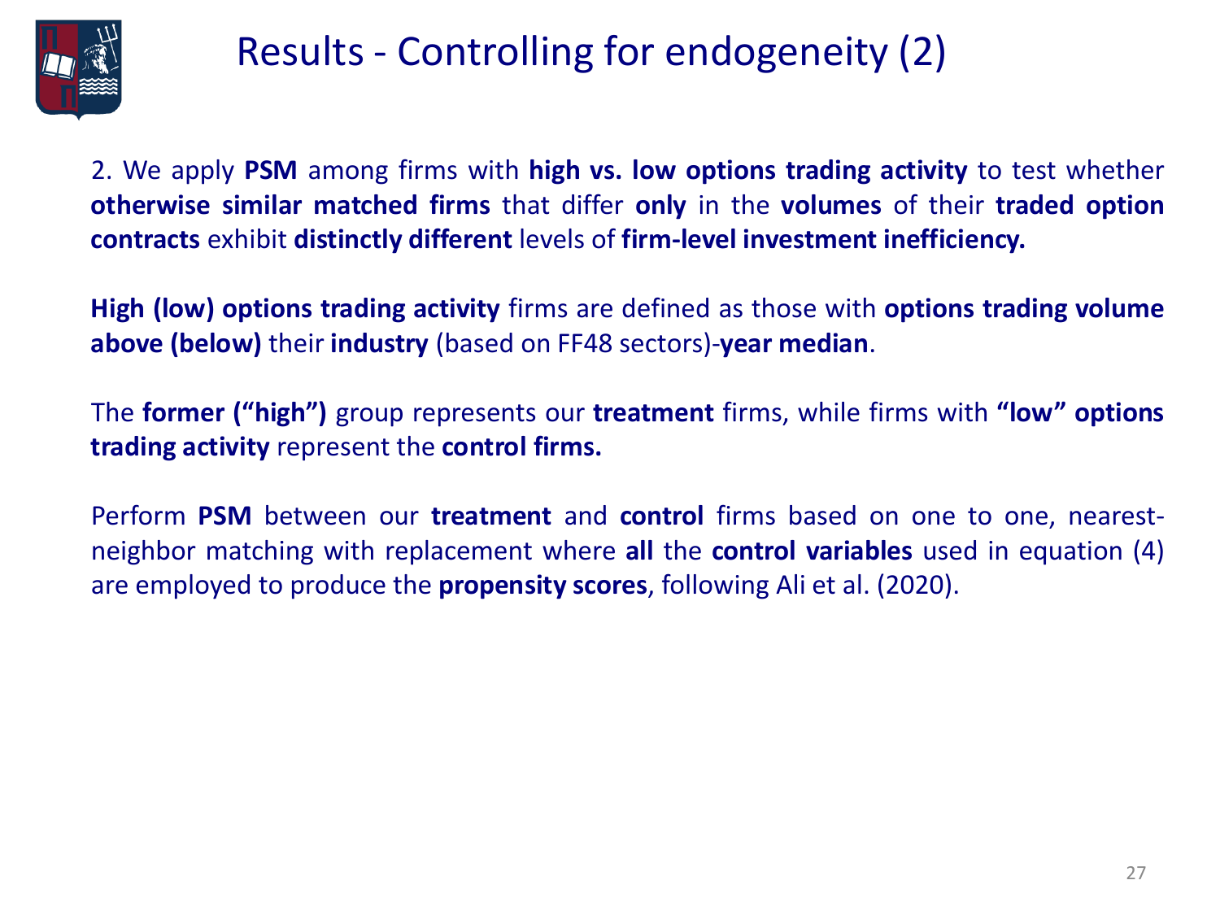# Results - Controlling for endogeneity (2)

2. We apply **PSM** among firms with **high vs. low options trading activity** to test whether **otherwise similar matched firms** that differ **only** in the **volumes** of their **traded option contracts** exhibit **distinctly different** levels of **firm-level investment inefficiency.**

**High (low) options trading activity** firms are defined as those with **options trading volume above (below)** their **industry** (based on FF48 sectors)-**year median**.

The **former ("high")** group represents our **treatment** firms, while firms with **"low" options trading activity** represent the **control firms.**

Perform **PSM** between our **treatment** and **control** firms based on one to one, nearest-neighbor matching with replacement where **all** the **control variables** used in equation (4) are employed to produce the **propensity scores**, following Ali et al. (2020).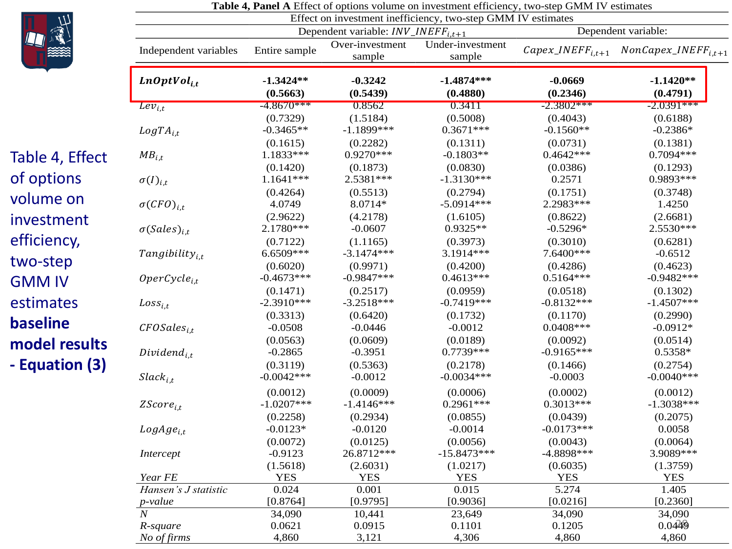# Table 4, Effect of options volume on investment efficiency, two-step GMM IV estimates **baseline model results - Equation (3)**

**Table 4, Panel A** Effect of options volume on investment efficiency, two-step GMM IV estimates

Effect on investment inefficiency, two-step GMM IV estimates

| Independent variables | Dependent variable: $INV\_INEFF_{i,t+1}$ | | | Dependent variable: | |
|---|---|---|---|---|---|
| | Entire sample | Over-investment sample | Under-investment sample | $Capex\_INEFF_{i,t+1}$ | $NonCapex\_INEFF_{i,t+1}$ |
| $\boldsymbol{LnOptVol_{i,t}}$ | **-1.3424**** | **-0.3242** | **-1.4874***** | **-0.0669** | **-1.1420**** |
| | **(0.5663)** | **(0.5439)** | **(0.4880)** | **(0.2346)** | **(0.4791)** |
| $Lev_{i,t}$ | -4.8670*** | 0.8562 | 0.3411 | -2.3802*** | -2.0391*** |
| | (0.7329) | (1.5184) | (0.5008) | (0.4043) | (0.6188) |
| $LogTA_{i,t}$ | -0.3465** | -1.1899*** | 0.3671*** | -0.1560** | -0.2386* |
| | (0.1615) | (0.2282) | (0.1311) | (0.0731) | (0.1381) |
| $MB_{i,t}$ | 1.1833*** | 0.9270*** | -0.1803** | 0.4642*** | 0.7094*** |
| | (0.1420) | (0.1873) | (0.0830) | (0.0386) | (0.1293) |
| $\sigma(I)_{i,t}$ | 1.1641*** | 2.5381*** | -1.3130*** | 0.2571 | 0.9893*** |
| | (0.4264) | (0.5513) | (0.2794) | (0.1751) | (0.3748) |
| $\sigma(CFO)_{i,t}$ | 4.0749 | 8.0714* | -5.0914*** | 2.2983*** | 1.4250 |
| | (2.9622) | (4.2178) | (1.6105) | (0.8622) | (2.6681) |
| $\sigma(Sales)_{i,t}$ | 2.1780*** | -0.0607 | 0.9325** | -0.5296* | 2.5530*** |
| | (0.7122) | (1.1165) | (0.3973) | (0.3010) | (0.6281) |
| $Tangibility_{i,t}$ | 6.6509*** | -3.1474*** | 3.1914*** | 7.6400*** | -0.6512 |
| | (0.6020) | (0.9971) | (0.4200) | (0.4286) | (0.4623) |
| $OperCycle_{i,t}$ | -0.4673*** | -0.9847*** | 0.4613*** | 0.5164*** | -0.9482*** |
| | (0.1471) | (0.2517) | (0.0959) | (0.0518) | (0.1302) |
| $Loss_{i,t}$ | -2.3910*** | -3.2518*** | -0.7419*** | -0.8132*** | -1.4507*** |
| | (0.3313) | (0.6420) | (0.1732) | (0.1170) | (0.2990) |
| $CFOSales_{i,t}$ | -0.0508 | -0.0446 | -0.0012 | 0.0408*** | -0.0912* |
| | (0.0563) | (0.0609) | (0.0189) | (0.0092) | (0.0514) |
| $Dividend_{i,t}$ | -0.2865 | -0.3951 | 0.7739*** | -0.9165*** | 0.5358* |
| | (0.3119) | (0.5363) | (0.2178) | (0.1466) | (0.2754) |
| $Slack_{i,t}$ | -0.0042*** | -0.0012 | -0.0034*** | -0.0003 | -0.0040*** |
| | (0.0012) | (0.0009) | (0.0006) | (0.0002) | (0.0012) |
| $ZScore_{i,t}$ | -1.0207*** | -1.4146*** | 0.2961*** | 0.3013*** | -1.3038*** |
| | (0.2258) | (0.2934) | (0.0855) | (0.0439) | (0.2075) |
| $LogAge_{i,t}$ | -0.0123* | -0.0120 | -0.0014 | -0.0173*** | 0.0058 |
| | (0.0072) | (0.0125) | (0.0056) | (0.0043) | (0.0064) |
| *Intercept* | -0.9123 | 26.8712*** | -15.8473*** | -4.8898*** | 3.9089*** |
| | (1.5618) | (2.6031) | (1.0217) | (0.6035) | (1.3759) |
| *Year FE* | YES | YES | YES | YES | YES |
| *Hansen's J statistic* | 0.024 | 0.001 | 0.015 | 5.274 | 1.405 |
| *p-value* | [0.8764] | [0.9795] | [0.9036] | [0.0216] | [0.2360] |
| *N* | 34,090 | 10,441 | 23,649 | 34,090 | 34,090 |
| *R-square* | 0.0621 | 0.0915 | 0.1101 | 0.1205 | 0.0449 |
| *No of firms* | 4,860 | 3,121 | 4,306 | 4,860 | 4,860 |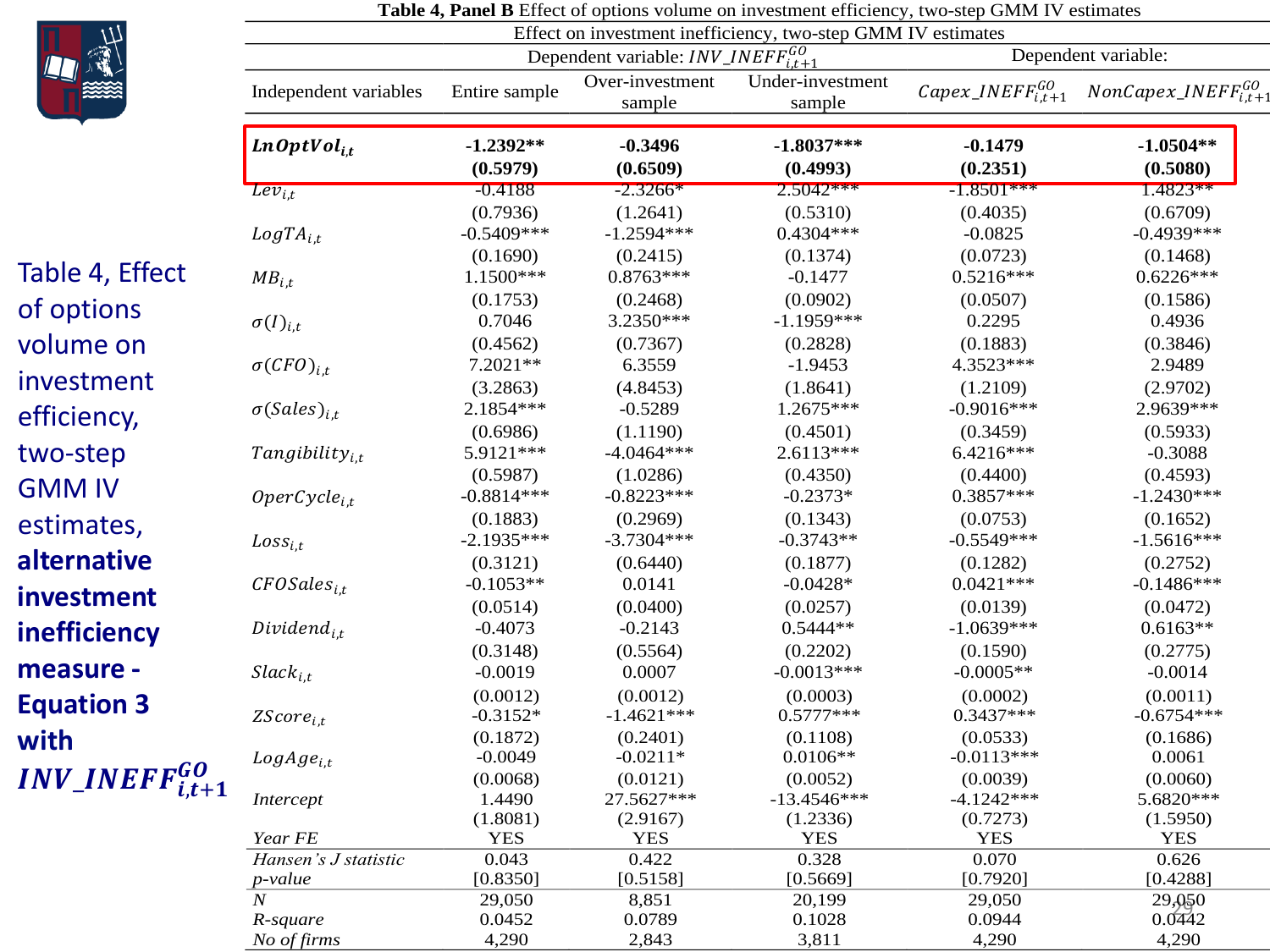Table 4, Effect of options volume on investment efficiency, two-step GMM IV estimates, **alternative investment inefficiency measure - Equation 3 with $INV\_INEFF^{GO}_{i,t+1}$**

**Table 4, Panel B** Effect of options volume on investment efficiency, two-step GMM IV estimates

Effect on investment inefficiency, two-step GMM IV estimates

| Independent variables | Dependent variable: $INV\_INEFF^{GO}_{i,t+1}$ Entire sample | Over-investment sample | Under-investment sample | Dependent variable: $Capex\_INEFF^{GO}_{i,t+1}$ | $NonCapex\_INEFF^{GO}_{i,t+1}$ |
|---|---|---|---|---|---|
| $\boldsymbol{LnOptVol_{i,t}}$ | **-1.2392\*\*** | **-0.3496** | **-1.8037\*\*\*** | **-0.1479** | **-1.0504\*\*** |
| | **(0.5979)** | **(0.6509)** | **(0.4993)** | **(0.2351)** | **(0.5080)** |
| $Lev_{i,t}$ | -0.4188 | -2.3266* | 2.5042*** | -1.8501*** | 1.4823** |
| | (0.7936) | (1.2641) | (0.5310) | (0.4035) | (0.6709) |
| $LogTA_{i,t}$ | -0.5409*** | -1.2594*** | 0.4304*** | -0.0825 | -0.4939*** |
| | (0.1690) | (0.2415) | (0.1374) | (0.0723) | (0.1468) |
| $MB_{i,t}$ | 1.1500*** | 0.8763*** | -0.1477 | 0.5216*** | 0.6226*** |
| | (0.1753) | (0.2468) | (0.0902) | (0.0507) | (0.1586) |
| $\sigma(I)_{i,t}$ | 0.7046 | 3.2350*** | -1.1959*** | 0.2295 | 0.4936 |
| | (0.4562) | (0.7367) | (0.2828) | (0.1883) | (0.3846) |
| $\sigma(CFO)_{i,t}$ | 7.2021** | 6.3559 | -1.9453 | 4.3523*** | 2.9489 |
| | (3.2863) | (4.8453) | (1.8641) | (1.2109) | (2.9702) |
| $\sigma(Sales)_{i,t}$ | 2.1854*** | -0.5289 | 1.2675*** | -0.9016*** | 2.9639*** |
| | (0.6986) | (1.1190) | (0.4501) | (0.3459) | (0.5933) |
| $Tangibility_{i,t}$ | 5.9121*** | -4.0464*** | 2.6113*** | 6.4216*** | -0.3088 |
| | (0.5987) | (1.0286) | (0.4350) | (0.4400) | (0.4593) |
| $OperCycle_{i,t}$ | -0.8814*** | -0.8223*** | -0.2373* | 0.3857*** | -1.2430*** |
| | (0.1883) | (0.2969) | (0.1343) | (0.0753) | (0.1652) |
| $Loss_{i,t}$ | -2.1935*** | -3.7304*** | -0.3743** | -0.5549*** | -1.5616*** |
| | (0.3121) | (0.6440) | (0.1877) | (0.1282) | (0.2752) |
| $CFOSales_{i,t}$ | -0.1053** | 0.0141 | -0.0428* | 0.0421*** | -0.1486*** |
| | (0.0514) | (0.0400) | (0.0257) | (0.0139) | (0.0472) |
| $Dividend_{i,t}$ | -0.4073 | -0.2143 | 0.5444** | -1.0639*** | 0.6163** |
| | (0.3148) | (0.5564) | (0.2202) | (0.1590) | (0.2775) |
| $Slack_{i,t}$ | -0.0019 | 0.0007 | -0.0013*** | -0.0005** | -0.0014 |
| | (0.0012) | (0.0012) | (0.0003) | (0.0002) | (0.0011) |
| $ZScore_{i,t}$ | -0.3152* | -1.4621*** | 0.5777*** | 0.3437*** | -0.6754*** |
| | (0.1872) | (0.2401) | (0.1108) | (0.0533) | (0.1686) |
| $LogAge_{i,t}$ | -0.0049 | -0.0211* | 0.0106** | -0.0113*** | 0.0061 |
| | (0.0068) | (0.0121) | (0.0052) | (0.0039) | (0.0060) |
| *Intercept* | 1.4490 | 27.5627*** | -13.4546*** | -4.1242*** | 5.6820*** |
| | (1.8081) | (2.9167) | (1.2336) | (0.7273) | (1.5950) |
| *Year FE* | YES | YES | YES | YES | YES |
| *Hansen's J statistic* | 0.043 | 0.422 | 0.328 | 0.070 | 0.626 |
| *p-value* | [0.8350] | [0.5158] | [0.5669] | [0.7920] | [0.4288] |
| *N* | 29,050 | 8,851 | 20,199 | 29,050 | 29,050 |
| *R-square* | 0.0452 | 0.0789 | 0.1028 | 0.0944 | 0.0442 |
| *No of firms* | 4,290 | 2,843 | 3,811 | 4,290 | 4,290 |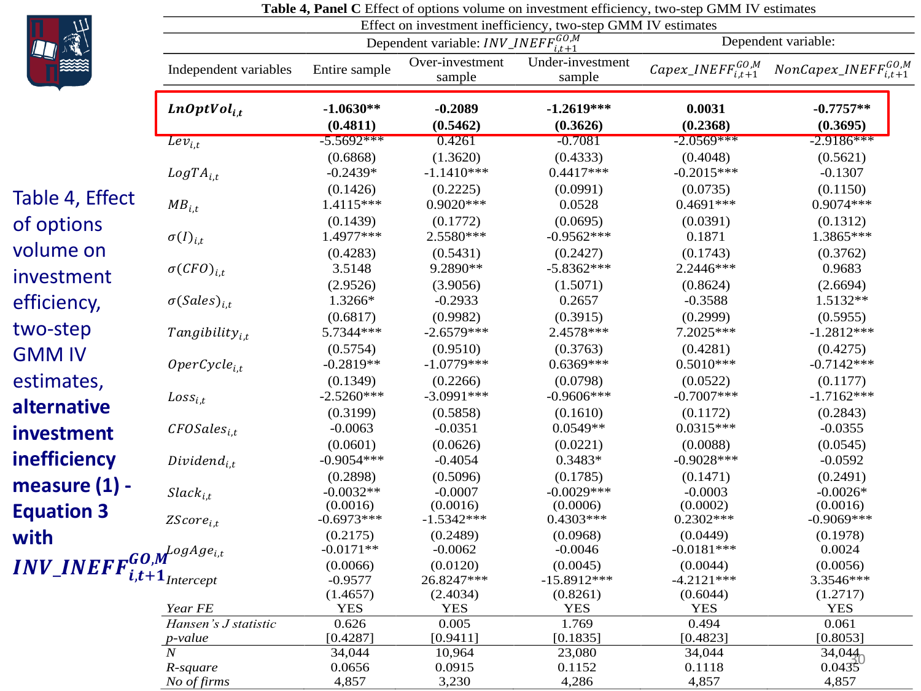Table 4, Effect of options volume on investment efficiency, two-step GMM IV estimates, **alternative investment inefficiency measure (1) - Equation 3 with** $\boldsymbol{INV\_INEFF^{GO,M}_{i,t+1}}$

**Table 4, Panel C** Effect of options volume on investment efficiency, two-step GMM IV estimates

Effect on investment inefficiency, two-step GMM IV estimates

| | Dependent variable: $INV\_INEFF^{GO,M}_{i,t+1}$ | | | Dependent variable: | |
|---|---|---|---|---|---|
| Independent variables | Entire sample | Over-investment sample | Under-investment sample | $Capex\_INEFF^{GO,M}_{i,t+1}$ | $NonCapex\_INEFF^{GO,M}_{i,t+1}$ |
| $\boldsymbol{LnOptVol_{i,t}}$ | **-1.0630\*\*** | **-0.2089** | **-1.2619\*\*\*** | **0.0031** | **-0.7757\*\*** |
| | **(0.4811)** | **(0.5462)** | **(0.3626)** | **(0.2368)** | **(0.3695)** |
| $Lev_{i,t}$ | -5.5692*** | 0.4261 | -0.7081 | -2.0569*** | -2.9186*** |
| | (0.6868) | (1.3620) | (0.4333) | (0.4048) | (0.5621) |
| $LogTA_{i,t}$ | -0.2439* | -1.1410*** | 0.4417*** | -0.2015*** | -0.1307 |
| | (0.1426) | (0.2225) | (0.0991) | (0.0735) | (0.1150) |
| $MB_{i,t}$ | 1.4115*** | 0.9020*** | 0.0528 | 0.4691*** | 0.9074*** |
| | (0.1439) | (0.1772) | (0.0695) | (0.0391) | (0.1312) |
| $\sigma(I)_{i,t}$ | 1.4977*** | 2.5580*** | -0.9562*** | 0.1871 | 1.3865*** |
| | (0.4283) | (0.5431) | (0.2427) | (0.1743) | (0.3762) |
| $\sigma(CFO)_{i,t}$ | 3.5148 | 9.2890** | -5.8362*** | 2.2446*** | 0.9683 |
| | (2.9526) | (3.9056) | (1.5071) | (0.8624) | (2.6694) |
| $\sigma(Sales)_{i,t}$ | 1.3266* | -0.2933 | 0.2657 | -0.3588 | 1.5132** |
| | (0.6817) | (0.9982) | (0.3915) | (0.2999) | (0.5955) |
| $Tangibility_{i,t}$ | 5.7344*** | -2.6579*** | 2.4578*** | 7.2025*** | -1.2812*** |
| | (0.5754) | (0.9510) | (0.3763) | (0.4281) | (0.4275) |
| $OperCycle_{i,t}$ | -0.2819** | -1.0779*** | 0.6369*** | 0.5010*** | -0.7142*** |
| | (0.1349) | (0.2266) | (0.0798) | (0.0522) | (0.1177) |
| $Loss_{i,t}$ | -2.5260*** | -3.0991*** | -0.9606*** | -0.7007*** | -1.7162*** |
| | (0.3199) | (0.5858) | (0.1610) | (0.1172) | (0.2843) |
| $CFOSales_{i,t}$ | -0.0063 | -0.0351 | 0.0549** | 0.0315*** | -0.0355 |
| | (0.0601) | (0.0626) | (0.0221) | (0.0088) | (0.0545) |
| $Dividend_{i,t}$ | -0.9054*** | -0.4054 | 0.3483* | -0.9028*** | -0.0592 |
| | (0.2898) | (0.5096) | (0.1785) | (0.1471) | (0.2491) |
| $Slack_{i,t}$ | -0.0032** | -0.0007 | -0.0029*** | -0.0003 | -0.0026* |
| | (0.0016) | (0.0016) | (0.0006) | (0.0002) | (0.0016) |
| $ZScore_{i,t}$ | -0.6973*** | -1.5342*** | 0.4303*** | 0.2302*** | -0.9069*** |
| | (0.2175) | (0.2489) | (0.0968) | (0.0449) | (0.1978) |
| $LogAge_{i,t}$ | -0.0171** | -0.0062 | -0.0046 | -0.0181*** | 0.0024 |
| | (0.0066) | (0.0120) | (0.0045) | (0.0044) | (0.0056) |
| $Intercept$ | -0.9577 | 26.8247*** | -15.8912*** | -4.2121*** | 3.3546*** |
| | (1.4657) | (2.4034) | (0.8261) | (0.6044) | (1.2717) |
| *Year FE* | YES | YES | YES | YES | YES |
| *Hansen's J statistic* | 0.626 | 0.005 | 1.769 | 0.494 | 0.061 |
| *p-value* | [0.4287] | [0.9411] | [0.1835] | [0.4823] | [0.8053] |
| *N* | 34,044 | 10,964 | 23,080 | 34,044 | 34,044 |
| *R-square* | 0.0656 | 0.0915 | 0.1152 | 0.1118 | 0.0435 |
| *No of firms* | 4,857 | 3,230 | 4,286 | 4,857 | 4,857 |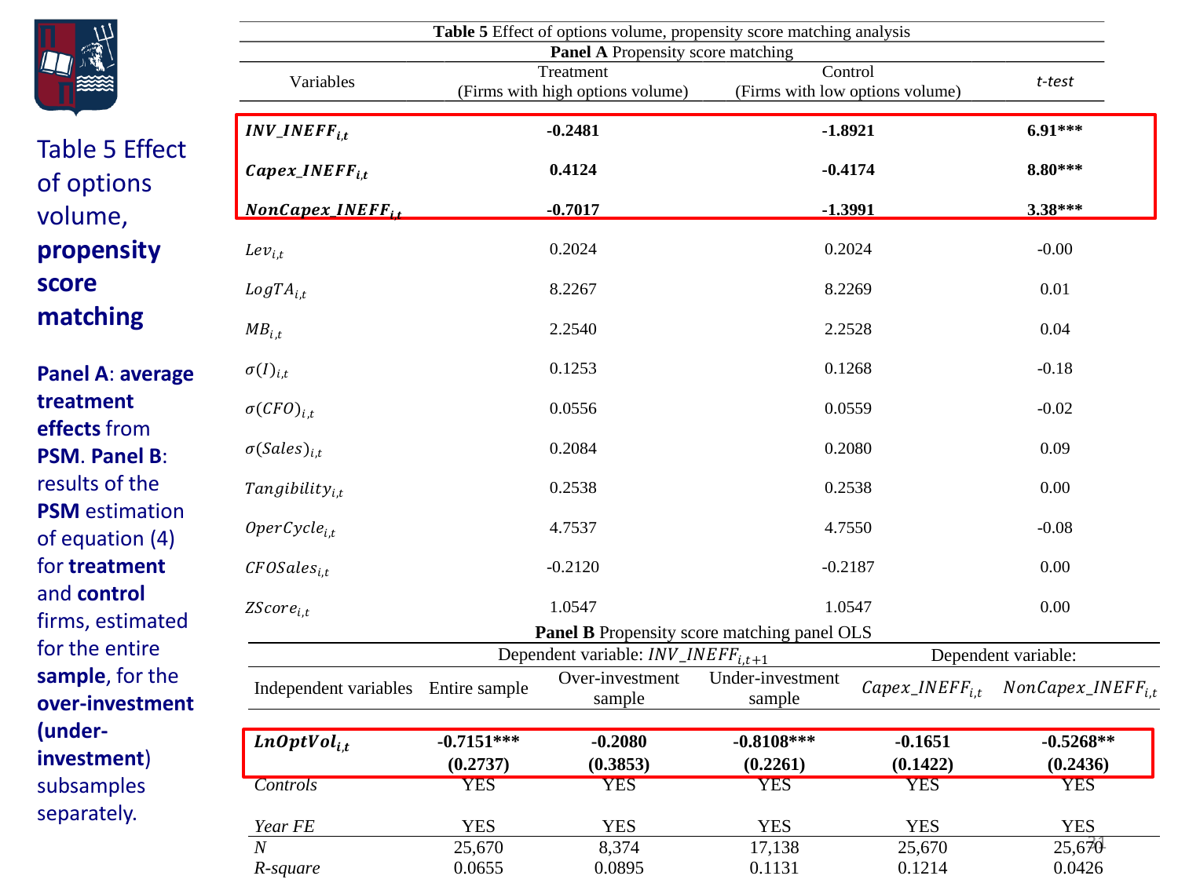Table 5 Effect of options volume, **propensity score matching**

**Panel A**: **average treatment effects** from **PSM**. **Panel B**: results of the **PSM** estimation of equation (4) for **treatment** and **control** firms, estimated for the entire **sample**, for the **over-investment (under-investment**) subsamples separately.

**Table 5** Effect of options volume, propensity score matching analysis

**Panel A** Propensity score matching

| Variables | Treatment (Firms with high options volume) | Control (Firms with low options volume) | *t-test* |
|---|---|---|---|
| $\boldsymbol{INV\_INEFF_{i,t}}$ | **-0.2481** | **-1.8921** | **6.91*** ** |
| $\boldsymbol{Capex\_INEFF_{i,t}}$ | **0.4124** | **-0.4174** | **8.80*** ** |
| $\boldsymbol{NonCapex\_INEFF_{i,t}}$ | **-0.7017** | **-1.3991** | **3.38*** ** |
| $Lev_{i,t}$ | 0.2024 | 0.2024 | -0.00 |
| $LogTA_{i,t}$ | 8.2267 | 8.2269 | 0.01 |
| $MB_{i,t}$ | 2.2540 | 2.2528 | 0.04 |
| $\sigma(I)_{i,t}$ | 0.1253 | 0.1268 | -0.18 |
| $\sigma(CFO)_{i,t}$ | 0.0556 | 0.0559 | -0.02 |
| $\sigma(Sales)_{i,t}$ | 0.2084 | 0.2080 | 0.09 |
| $Tangibility_{i,t}$ | 0.2538 | 0.2538 | 0.00 |
| $OperCycle_{i,t}$ | 4.7537 | 4.7550 | -0.08 |
| $CFOSales_{i,t}$ | -0.2120 | -0.2187 | 0.00 |
| $ZScore_{i,t}$ | 1.0547 | 1.0547 | 0.00 |

**Panel B** Propensity score matching panel OLS

| | Dependent variable: $INV\_INEFF_{i,t+1}$ | | | Dependent variable: | |
|---|---|---|---|---|---|
| Independent variables | Entire sample | Over-investment sample | Under-investment sample | $Capex\_INEFF_{i,t}$ | $NonCapex\_INEFF_{i,t}$ |
| $\boldsymbol{LnOptVol_{i,t}}$ | **-0.7151*** ** | **-0.2080** | **-0.8108*** ** | **-0.1651** | **-0.5268** ** |
| | **(0.2737)** | **(0.3853)** | **(0.2261)** | **(0.1422)** | **(0.2436)** |
| *Controls* | YES | YES | YES | YES | YES |
| *Year FE* | YES | YES | YES | YES | YES |
| *N* | 25,670 | 8,374 | 17,138 | 25,670 | 25,670 |
| *R-square* | 0.0655 | 0.0895 | 0.1131 | 0.1214 | 0.0426 |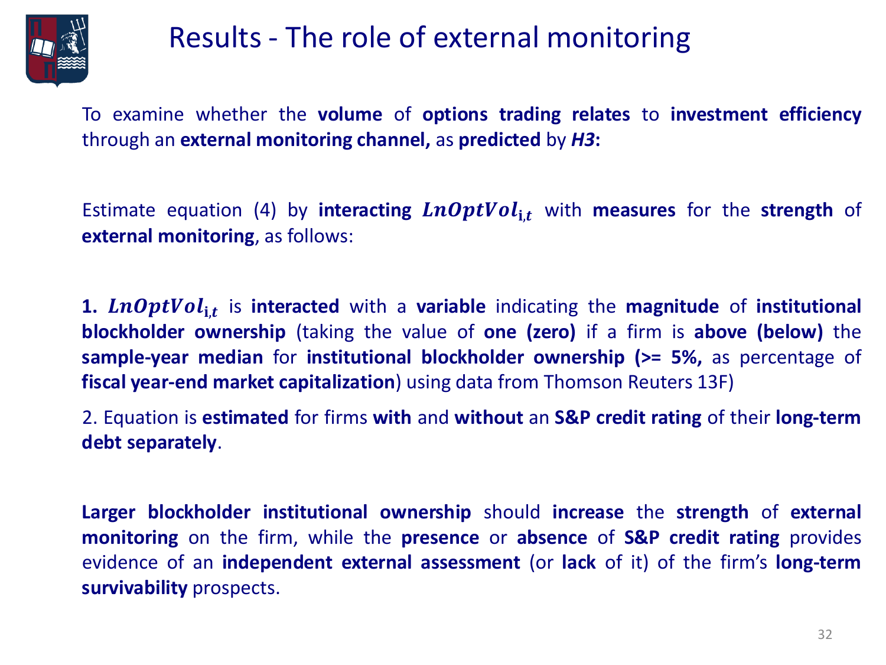# Results - The role of external monitoring

To examine whether the **volume** of **options trading relates** to **investment efficiency** through an **external monitoring channel,** as **predicted** by ***H3*:**

Estimate equation (4) by **interacting** $\boldsymbol{LnOptVol_{i,t}}$ with **measures** for the **strength** of **external monitoring**, as follows:

**1.** $\boldsymbol{LnOptVol_{i,t}}$ is **interacted** with a **variable** indicating the **magnitude** of **institutional blockholder ownership** (taking the value of **one (zero)** if a firm is **above (below)** the **sample-year median** for **institutional blockholder ownership (>= 5%,** as percentage of **fiscal year-end market capitalization**) using data from Thomson Reuters 13F)

2. Equation is **estimated** for firms **with** and **without** an **S&P credit rating** of their **long-term debt separately**.

**Larger blockholder institutional ownership** should **increase** the **strength** of **external monitoring** on the firm, while the **presence** or **absence** of **S&P credit rating** provides evidence of an **independent external assessment** (or **lack** of it) of the firm's **long-term survivability** prospects.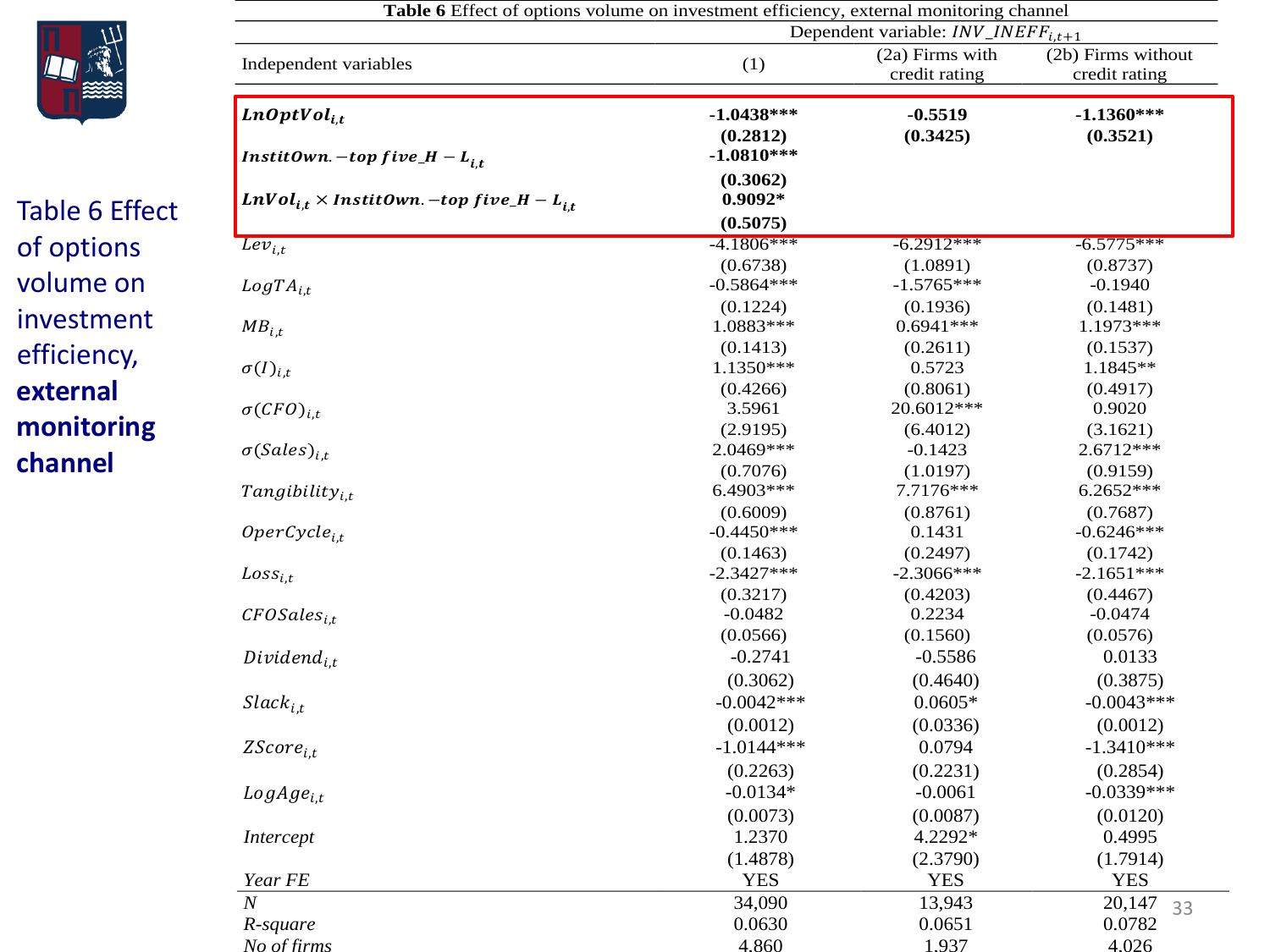Table 6 Effect of options volume on investment efficiency, **external monitoring channel**

**Table 6** Effect of options volume on investment efficiency, external monitoring channel

| Independent variables | Dependent variable: $INV\_INEFF_{i,t+1}$ (1) | (2a) Firms with credit rating | (2b) Firms without credit rating |
|---|---|---|---|
| $\boldsymbol{LnOptVol_{i,t}}$ | **-1.0438*** ** | **-0.5519** | **-1.1360*** ** |
| | **(0.2812)** | **(0.3425)** | **(0.3521)** |
| $\boldsymbol{InstitOwn.-top\ five\_H-L_{i,t}}$ | **-1.0810*** ** | | |
| | **(0.3062)** | | |
| $\boldsymbol{LnVol_{i,t} \times InstitOwn.-top\ five\_H-L_{i,t}}$ | **0.9092*** | | |
| | **(0.5075)** | | |
| $Lev_{i,t}$ | -4.1806*** | -6.2912*** | -6.5775*** |
| | (0.6738) | (1.0891) | (0.8737) |
| $LogTA_{i,t}$ | -0.5864*** | -1.5765*** | -0.1940 |
| | (0.1224) | (0.1936) | (0.1481) |
| $MB_{i,t}$ | 1.0883*** | 0.6941*** | 1.1973*** |
| | (0.1413) | (0.2611) | (0.1537) |
| $\sigma(I)_{i,t}$ | 1.1350*** | 0.5723 | 1.1845** |
| | (0.4266) | (0.8061) | (0.4917) |
| $\sigma(CFO)_{i,t}$ | 3.5961 | 20.6012*** | 0.9020 |
| | (2.9195) | (6.4012) | (3.1621) |
| $\sigma(Sales)_{i,t}$ | 2.0469*** | -0.1423 | 2.6712*** |
| | (0.7076) | (1.0197) | (0.9159) |
| $Tangibility_{i,t}$ | 6.4903*** | 7.7176*** | 6.2652*** |
| | (0.6009) | (0.8761) | (0.7687) |
| $OperCycle_{i,t}$ | -0.4450*** | 0.1431 | -0.6246*** |
| | (0.1463) | (0.2497) | (0.1742) |
| $Loss_{i,t}$ | -2.3427*** | -2.3066*** | -2.1651*** |
| | (0.3217) | (0.4203) | (0.4467) |
| $CFOSales_{i,t}$ | -0.0482 | 0.2234 | -0.0474 |
| | (0.0566) | (0.1560) | (0.0576) |
| $Dividend_{i,t}$ | -0.2741 | -0.5586 | 0.0133 |
| | (0.3062) | (0.4640) | (0.3875) |
| $Slack_{i,t}$ | -0.0042*** | 0.0605* | -0.0043*** |
| | (0.0012) | (0.0336) | (0.0012) |
| $ZScore_{i,t}$ | -1.0144*** | 0.0794 | -1.3410*** |
| | (0.2263) | (0.2231) | (0.2854) |
| $LogAge_{i,t}$ | -0.0134* | -0.0061 | -0.0339*** |
| | (0.0073) | (0.0087) | (0.0120) |
| *Intercept* | 1.2370 | 4.2292* | 0.4995 |
| | (1.4878) | (2.3790) | (1.7914) |
| *Year FE* | YES | YES | YES |
| *N* | 34,090 | 13,943 | 20,147 |
| *R-square* | 0.0630 | 0.0651 | 0.0782 |
| *No of firms* | 4,860 | 1,937 | 4,026 |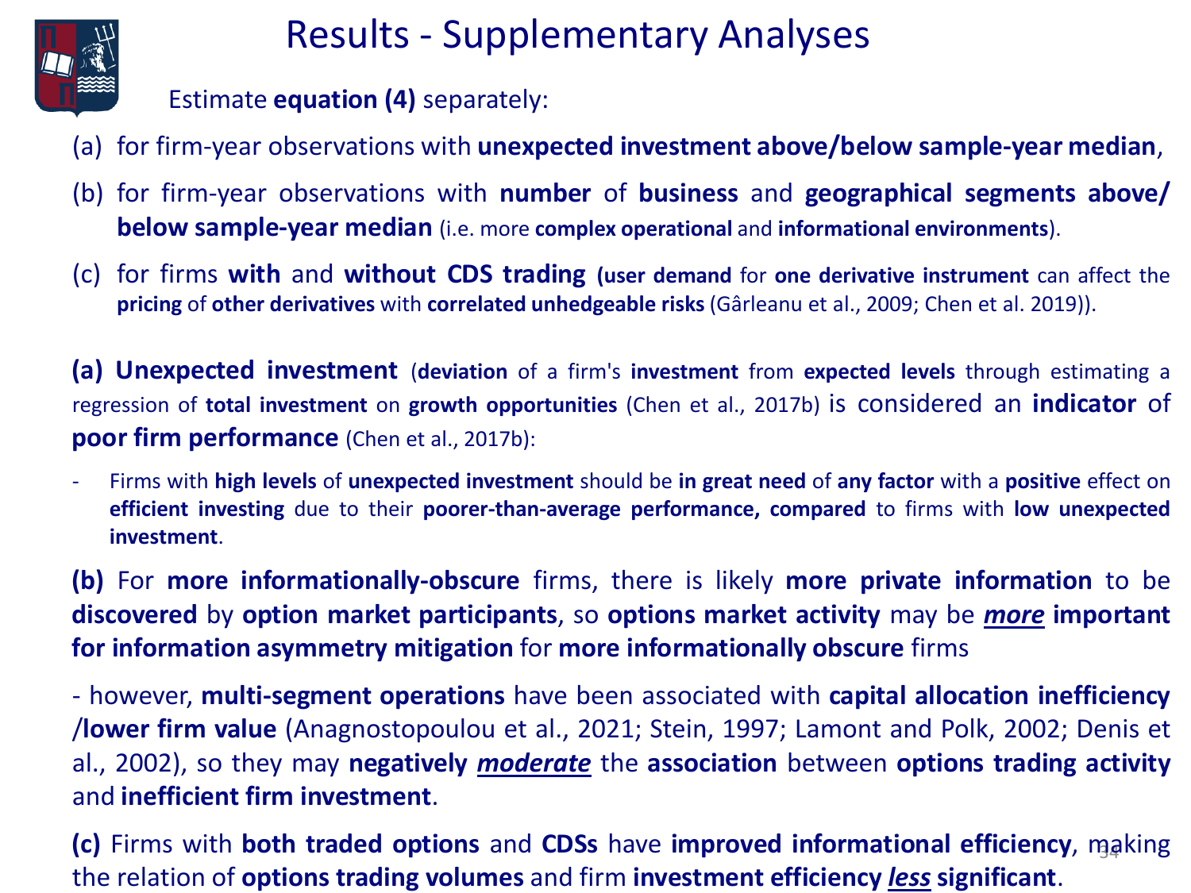# Results - Supplementary Analyses

Estimate **equation (4)** separately:

(a) for firm-year observations with **unexpected investment above/below sample-year median**,

(b) for firm-year observations with **number** of **business** and **geographical segments above/ below sample-year median** (i.e. more **complex operational** and **informational environments**).

(c) for firms **with** and **without CDS trading** (**user demand** for **one derivative instrument** can affect the **pricing** of **other derivatives** with **correlated unhedgeable risks** (Gârleanu et al., 2009; Chen et al. 2019)).

**(a) Unexpected investment** (**deviation** of a firm's **investment** from **expected levels** through estimating a regression of **total investment** on **growth opportunities** (Chen et al., 2017b) is considered an **indicator** of **poor firm performance** (Chen et al., 2017b):

- Firms with **high levels** of **unexpected investment** should be **in great need** of **any factor** with a **positive** effect on **efficient investing** due to their **poorer-than-average performance, compared** to firms with **low unexpected investment**.

**(b)** For **more informationally-obscure** firms, there is likely **more private information** to be **discovered** by **option market participants**, so **options market activity** may be ***more*** **important for information asymmetry mitigation** for **more informationally obscure** firms

- however, **multi-segment operations** have been associated with **capital allocation inefficiency /lower firm value** (Anagnostopoulou et al., 2021; Stein, 1997; Lamont and Polk, 2002; Denis et al., 2002), so they may **negatively** ***moderate*** the **association** between **options trading activity** and **inefficient firm investment**.

**(c)** Firms with **both traded options** and **CDSs** have **improved informational efficiency**, making the relation of **options trading volumes** and firm **investment efficiency** ***less*** **significant**.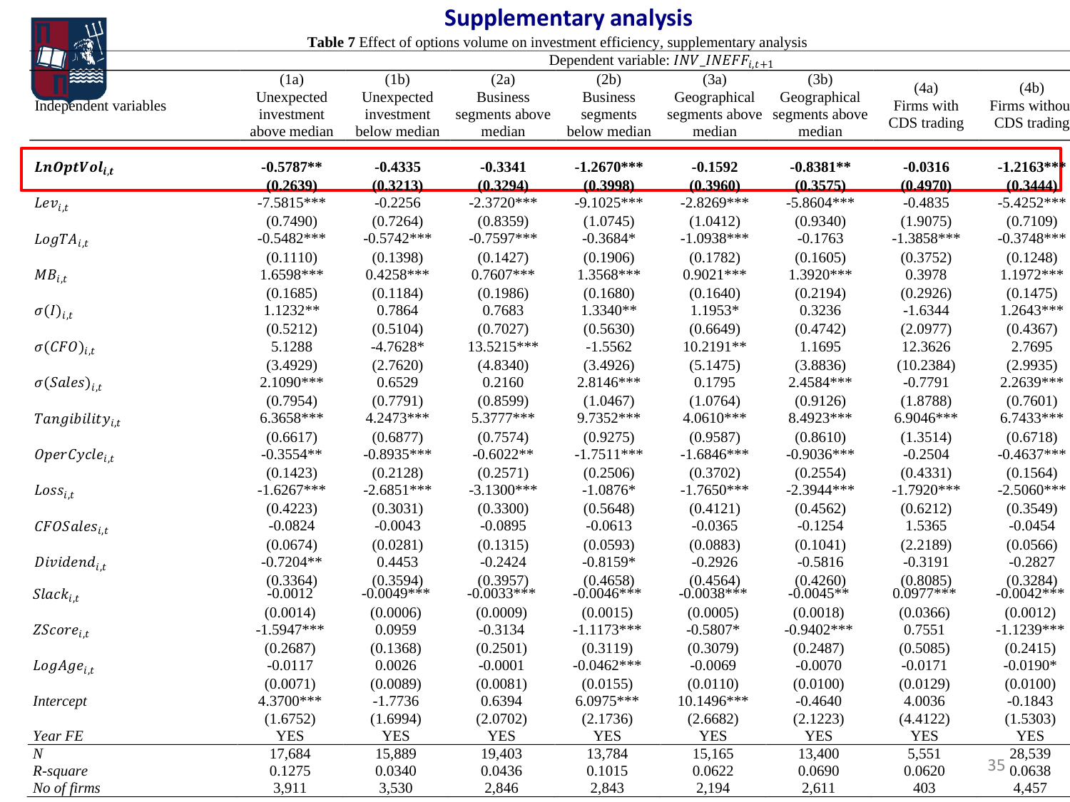# Supplementary analysis

**Table 7** Effect of options volume on investment efficiency, supplementary analysis

| | Dependent variable: $INV\_INEFF_{i,t+1}$ | | | | | | | |
|---|---|---|---|---|---|---|---|---|
| Independent variables | (1a) Unexpected investment above median | (1b) Unexpected investment below median | (2a) Business segments above median | (2b) Business segments below median | (3a) Geographical segments above median | (3b) Geographical segments above median | (4a) Firms with CDS trading | (4b) Firms without CDS trading |
| $\boldsymbol{LnOptVol_{i,t}}$ | **-0.5787**** | **-0.4335** | **-0.3341** | **-1.2670***** | **-0.1592** | **-0.8381**** | **-0.0316** | **-1.2163***** |
| | **(0.2639)** | **(0.3213)** | **(0.3294)** | **(0.3998)** | **(0.3960)** | **(0.3575)** | **(0.4970)** | **(0.3444)** |
| $Lev_{i,t}$ | -7.5815*** | -0.2256 | -2.3720*** | -9.1025*** | -2.8269*** | -5.8604*** | -0.4835 | -5.4252*** |
| | (0.7490) | (0.7264) | (0.8359) | (1.0745) | (1.0412) | (0.9340) | (1.9075) | (0.7109) |
| $LogTA_{i,t}$ | -0.5482*** | -0.5742*** | -0.7597*** | -0.3684* | -1.0938*** | -0.1763 | -1.3858*** | -0.3748*** |
| | (0.1110) | (0.1398) | (0.1427) | (0.1906) | (0.1782) | (0.1605) | (0.3752) | (0.1248) |
| $MB_{i,t}$ | 1.6598*** | 0.4258*** | 0.7607*** | 1.3568*** | 0.9021*** | 1.3920*** | 0.3978 | 1.1972*** |
| | (0.1685) | (0.1184) | (0.1986) | (0.1680) | (0.1640) | (0.2194) | (0.2926) | (0.1475) |
| $\sigma(I)_{i,t}$ | 1.1232** | 0.7864 | 0.7683 | 1.3340** | 1.1953* | 0.3236 | -1.6344 | 1.2643*** |
| | (0.5212) | (0.5104) | (0.7027) | (0.5630) | (0.6649) | (0.4742) | (2.0977) | (0.4367) |
| $\sigma(CFO)_{i,t}$ | 5.1288 | -4.7628* | 13.5215*** | -1.5562 | 10.2191** | 1.1695 | 12.3626 | 2.7695 |
| | (3.4929) | (2.7620) | (4.8340) | (3.4926) | (5.1475) | (3.8836) | (10.2384) | (2.9935) |
| $\sigma(Sales)_{i,t}$ | 2.1090*** | 0.6529 | 0.2160 | 2.8146*** | 0.1795 | 2.4584*** | -0.7791 | 2.2639*** |
| | (0.7954) | (0.7791) | (0.8599) | (1.0467) | (1.0764) | (0.9126) | (1.8788) | (0.7601) |
| $Tangibility_{i,t}$ | 6.3658*** | 4.2473*** | 5.3777*** | 9.7352*** | 4.0610*** | 8.4923*** | 6.9046*** | 6.7433*** |
| | (0.6617) | (0.6877) | (0.7574) | (0.9275) | (0.9587) | (0.8610) | (1.3514) | (0.6718) |
| $OperCycle_{i,t}$ | -0.3554** | -0.8935*** | -0.6022** | -1.7511*** | -1.6846*** | -0.9036*** | -0.2504 | -0.4637*** |
| | (0.1423) | (0.2128) | (0.2571) | (0.2506) | (0.3702) | (0.2554) | (0.4331) | (0.1564) |
| $Loss_{i,t}$ | -1.6267*** | -2.6851*** | -3.1300*** | -1.0876* | -1.7650*** | -2.3944*** | -1.7920*** | -2.5060*** |
| | (0.4223) | (0.3031) | (0.3300) | (0.5648) | (0.4121) | (0.4562) | (0.6212) | (0.3549) |
| $CFOSales_{i,t}$ | -0.0824 | -0.0043 | -0.0895 | -0.0613 | -0.0365 | -0.1254 | 1.5365 | -0.0454 |
| | (0.0674) | (0.0281) | (0.1315) | (0.0593) | (0.0883) | (0.1041) | (2.2189) | (0.0566) |
| $Dividend_{i,t}$ | -0.7204** | 0.4453 | -0.2424 | -0.8159* | -0.2926 | -0.5816 | -0.3191 | -0.2827 |
| | (0.3364) | (0.3594) | (0.3957) | (0.4658) | (0.4564) | (0.4260) | (0.8085) | (0.3284) |
| $Slack_{i,t}$ | -0.0012 | -0.0049*** | -0.0033*** | -0.0046*** | -0.0038*** | -0.0045** | 0.0977*** | -0.0042*** |
| | (0.0014) | (0.0006) | (0.0009) | (0.0015) | (0.0005) | (0.0018) | (0.0366) | (0.0012) |
| $ZScore_{i,t}$ | -1.5947*** | 0.0959 | -0.3134 | -1.1173*** | -0.5807* | -0.9402*** | 0.7551 | -1.1239*** |
| | (0.2687) | (0.1368) | (0.2501) | (0.3119) | (0.3079) | (0.2487) | (0.5085) | (0.2415) |
| $LogAge_{i,t}$ | -0.0117 | 0.0026 | -0.0001 | -0.0462*** | -0.0069 | -0.0070 | -0.0171 | -0.0190* |
| | (0.0071) | (0.0089) | (0.0081) | (0.0155) | (0.0110) | (0.0100) | (0.0129) | (0.0100) |
| Intercept | 4.3700*** | -1.7736 | 0.6394 | 6.0975*** | 10.1496*** | -0.4640 | 4.0036 | -0.1843 |
| | (1.6752) | (1.6994) | (2.0702) | (2.1736) | (2.6682) | (2.1223) | (4.4122) | (1.5303) |
| Year FE | YES | YES | YES | YES | YES | YES | YES | YES |
| N | 17,684 | 15,889 | 19,403 | 13,784 | 15,165 | 13,400 | 5,551 | 28,539 |
| R-square | 0.1275 | 0.0340 | 0.0436 | 0.1015 | 0.0622 | 0.0690 | 0.0620 | 0.0638 |
| No of firms | 3,911 | 3,530 | 2,846 | 2,843 | 2,194 | 2,611 | 403 | 4,457 |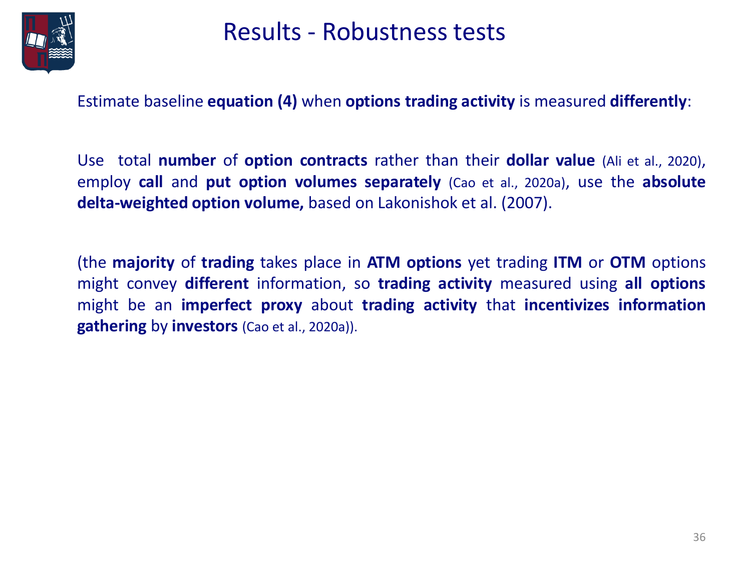# Results - Robustness tests

Estimate baseline **equation (4)** when **options trading activity** is measured **differently**:

Use total **number** of **option contracts** rather than their **dollar value** (Ali et al., 2020), employ **call** and **put option volumes separately** (Cao et al., 2020a), use the **absolute delta-weighted option volume,** based on Lakonishok et al. (2007).

(the **majority** of **trading** takes place in **ATM options** yet trading **ITM** or **OTM** options might convey **different** information, so **trading activity** measured using **all options** might be an **imperfect proxy** about **trading activity** that **incentivizes information gathering** by **investors** (Cao et al., 2020a)).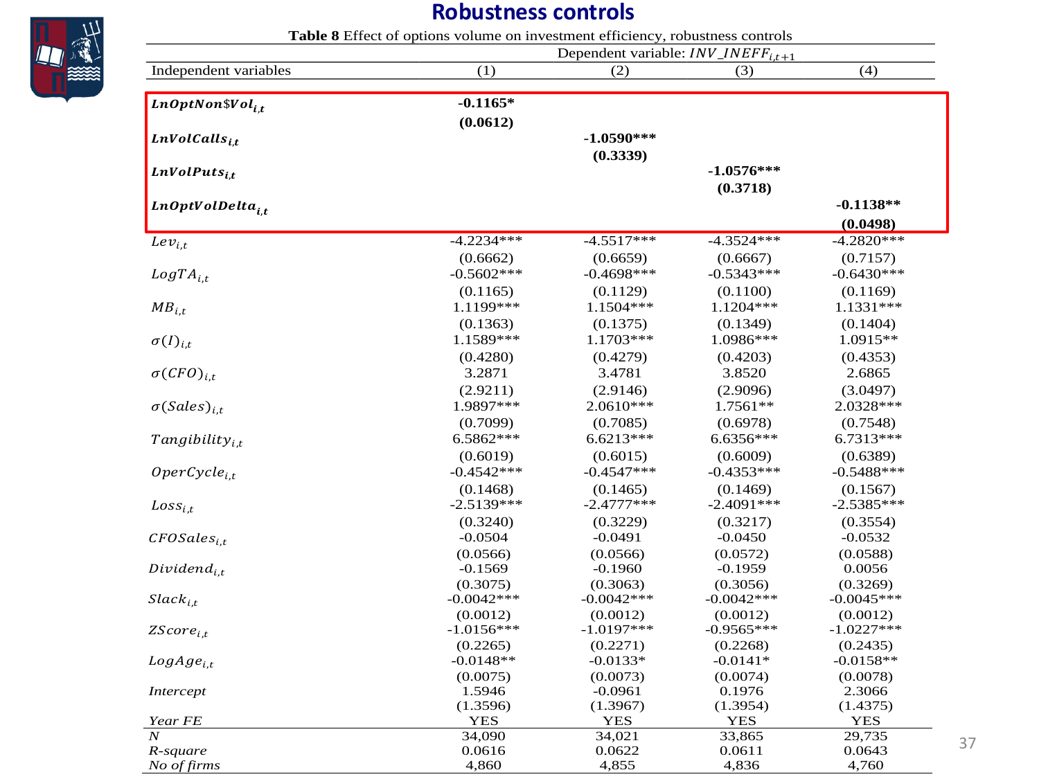# Robustness controls

**Table 8** Effect of options volume on investment efficiency, robustness controls

| | Dependent variable: $INV\_INEFF_{i,t+1}$ | | | |
|---|---|---|---|---|
| Independent variables | (1) | (2) | (3) | (4) |
| $\boldsymbol{LnOptNon\$Vol_{i,t}}$ | **-0.1165*** | | | |
| | **(0.0612)** | | | |
| $\boldsymbol{LnVolCalls_{i,t}}$ | | **-1.0590***** | | |
| | | **(0.3339)** | | |
| $\boldsymbol{LnVolPuts_{i,t}}$ | | | **-1.0576***** | |
| | | | **(0.3718)** | |
| $\boldsymbol{LnOptVolDelta_{i,t}}$ | | | | **-0.1138**** |
| | | | | **(0.0498)** |
| $Lev_{i,t}$ | -4.2234*** | -4.5517*** | -4.3524*** | -4.2820*** |
| | (0.6662) | (0.6659) | (0.6667) | (0.7157) |
| $LogTA_{i,t}$ | -0.5602*** | -0.4698*** | -0.5343*** | -0.6430*** |
| | (0.1165) | (0.1129) | (0.1100) | (0.1169) |
| $MB_{i,t}$ | 1.1199*** | 1.1504*** | 1.1204*** | 1.1331*** |
| | (0.1363) | (0.1375) | (0.1349) | (0.1404) |
| $\sigma(I)_{i,t}$ | 1.1589*** | 1.1703*** | 1.0986*** | 1.0915** |
| | (0.4280) | (0.4279) | (0.4203) | (0.4353) |
| $\sigma(CFO)_{i,t}$ | 3.2871 | 3.4781 | 3.8520 | 2.6865 |
| | (2.9211) | (2.9146) | (2.9096) | (3.0497) |
| $\sigma(Sales)_{i,t}$ | 1.9897*** | 2.0610*** | 1.7561** | 2.0328*** |
| | (0.7099) | (0.7085) | (0.6978) | (0.7548) |
| $Tangibility_{i,t}$ | 6.5862*** | 6.6213*** | 6.6356*** | 6.7313*** |
| | (0.6019) | (0.6015) | (0.6009) | (0.6389) |
| $OperCycle_{i,t}$ | -0.4542*** | -0.4547*** | -0.4353*** | -0.5488*** |
| | (0.1468) | (0.1465) | (0.1469) | (0.1567) |
| $Loss_{i,t}$ | -2.5139*** | -2.4777*** | -2.4091*** | -2.5385*** |
| | (0.3240) | (0.3229) | (0.3217) | (0.3554) |
| $CFOSales_{i,t}$ | -0.0504 | -0.0491 | -0.0450 | -0.0532 |
| | (0.0566) | (0.0566) | (0.0572) | (0.0588) |
| $Dividend_{i,t}$ | -0.1569 | -0.1960 | -0.1959 | 0.0056 |
| | (0.3075) | (0.3063) | (0.3056) | (0.3269) |
| $Slack_{i,t}$ | -0.0042*** | -0.0042*** | -0.0042*** | -0.0045*** |
| | (0.0012) | (0.0012) | (0.0012) | (0.0012) |
| $ZScore_{i,t}$ | -1.0156*** | -1.0197*** | -0.9565*** | -1.0227*** |
| | (0.2265) | (0.2271) | (0.2268) | (0.2435) |
| $LogAge_{i,t}$ | -0.0148** | -0.0133* | -0.0141* | -0.0158** |
| | (0.0075) | (0.0073) | (0.0074) | (0.0078) |
| *Intercept* | 1.5946 | -0.0961 | 0.1976 | 2.3066 |
| | (1.3596) | (1.3967) | (1.3954) | (1.4375) |
| *Year FE* | YES | YES | YES | YES |
| *N* | 34,090 | 34,021 | 33,865 | 29,735 |
| *R-square* | 0.0616 | 0.0622 | 0.0611 | 0.0643 |
| *No of firms* | 4,860 | 4,855 | 4,836 | 4,760 |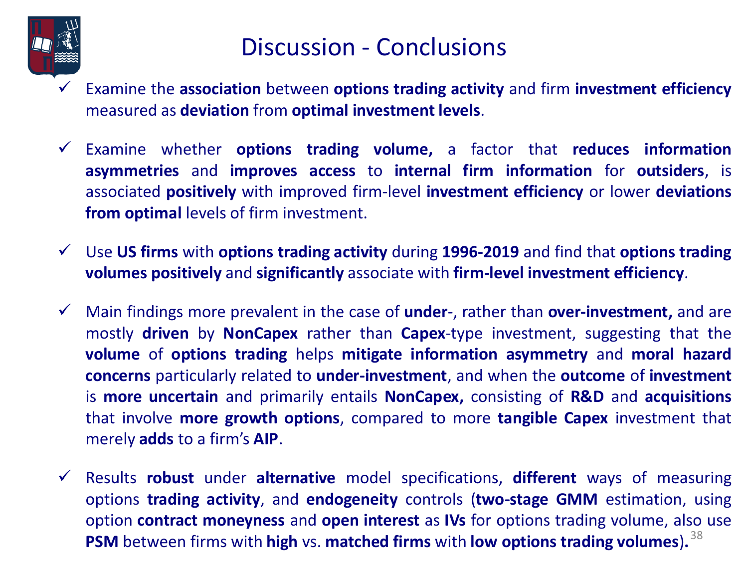# Discussion - Conclusions

- ✓ Examine the **association** between **options trading activity** and firm **investment efficiency** measured as **deviation** from **optimal investment levels**.

- ✓ Examine whether **options trading volume,** a factor that **reduces information asymmetries** and **improves access** to **internal firm information** for **outsiders**, is associated **positively** with improved firm-level **investment efficiency** or lower **deviations from optimal** levels of firm investment.

- ✓ Use **US firms** with **options trading activity** during **1996-2019** and find that **options trading volumes positively** and **significantly** associate with **firm-level investment efficiency**.

- ✓ Main findings more prevalent in the case of **under**-, rather than **over-investment,** and are mostly **driven** by **NonCapex** rather than **Capex**-type investment, suggesting that the **volume** of **options trading** helps **mitigate information asymmetry** and **moral hazard concerns** particularly related to **under-investment**, and when the **outcome** of **investment** is **more uncertain** and primarily entails **NonCapex,** consisting of **R&D** and **acquisitions** that involve **more growth options**, compared to more **tangible Capex** investment that merely **adds** to a firm's **AIP**.

- ✓ Results **robust** under **alternative** model specifications, **different** ways of measuring options **trading activity**, and **endogeneity** controls (**two-stage GMM** estimation, using option **contract moneyness** and **open interest** as **IVs** for options trading volume, also use **PSM** between firms with **high** vs. **matched firms** with **low options trading volumes**)**.**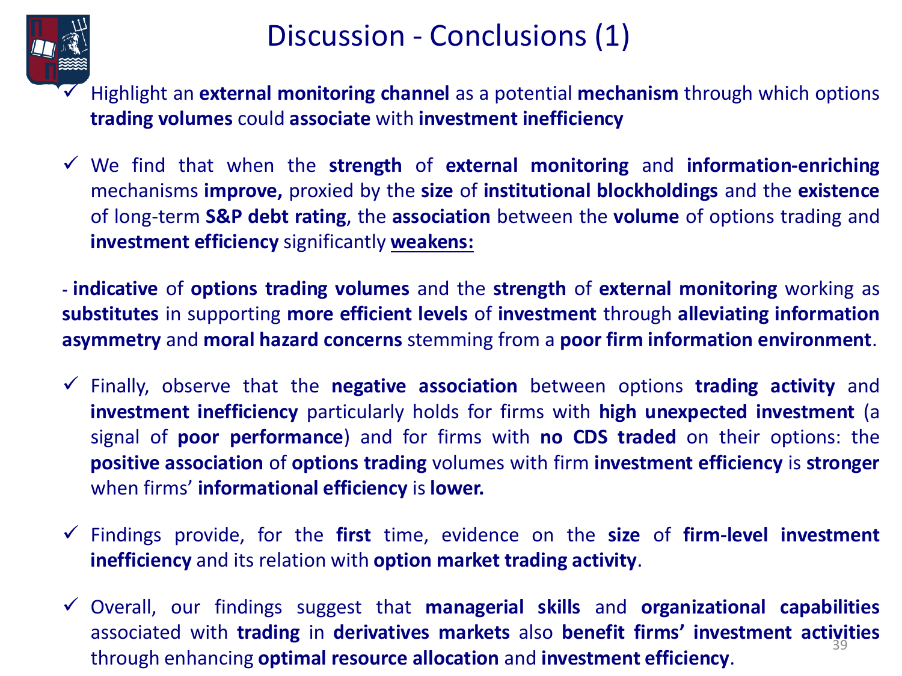# Discussion - Conclusions (1)

- ✓ Highlight an **external monitoring channel** as a potential **mechanism** through which options **trading volumes** could **associate** with **investment inefficiency**

- ✓ We find that when the **strength** of **external monitoring** and **information-enriching** mechanisms **improve,** proxied by the **size** of **institutional blockholdings** and the **existence** of long-term **S&P debt rating**, the **association** between the **volume** of options trading and **investment efficiency** significantly **<u>weakens:</u>**

- **indicative** of **options trading volumes** and the **strength** of **external monitoring** working as **substitutes** in supporting **more efficient levels** of **investment** through **alleviating information asymmetry** and **moral hazard concerns** stemming from a **poor firm information environment**.

- ✓ Finally, observe that the **negative association** between options **trading activity** and **investment inefficiency** particularly holds for firms with **high unexpected investment** (a signal of **poor performance**) and for firms with **no CDS traded** on their options: the **positive association** of **options trading** volumes with firm **investment efficiency** is **stronger** when firms' **informational efficiency** is **lower.**

- ✓ Findings provide, for the **first** time, evidence on the **size** of **firm-level investment inefficiency** and its relation with **option market trading activity**.

- ✓ Overall, our findings suggest that **managerial skills** and **organizational capabilities** associated with **trading** in **derivatives markets** also **benefit firms' investment activities** through enhancing **optimal resource allocation** and **investment efficiency**.